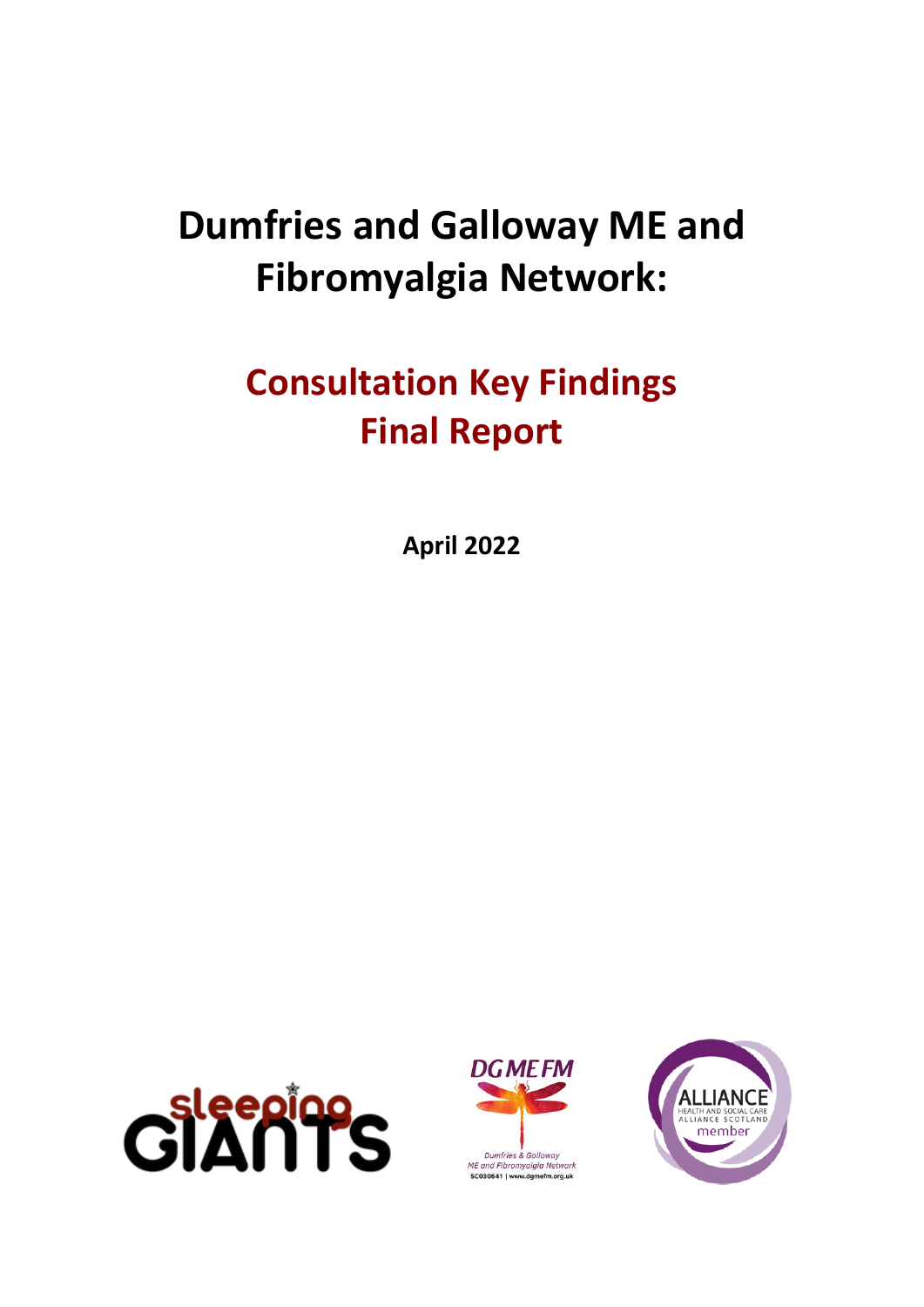# Dumfries and Galloway ME and Fibromyalgia Network:

## Consultation Key Findings Final Report

**April 2022**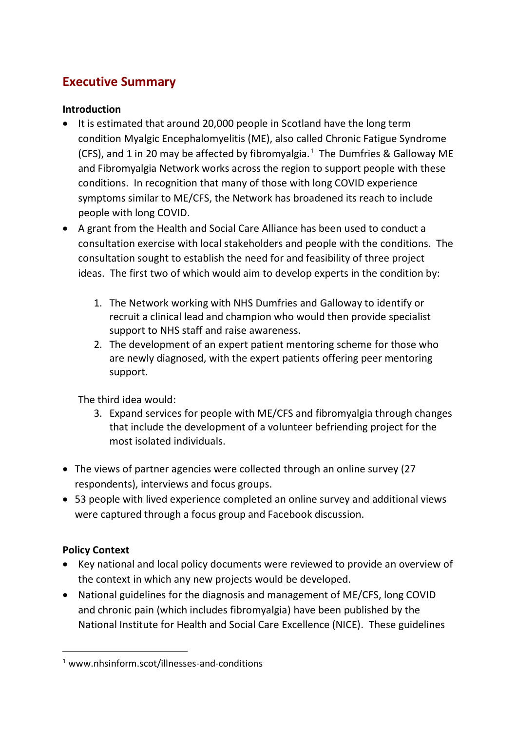## Executive Summary

**Introduction**

- It is estimated that around 20,000 people in Scotland have the long term condition Myalgic Encephalomyelitis (ME), also called Chronic Fatigue Syndrome (CFS), and 1 in 20 may be affected by fibromyalgia.[1] The Dumfries & Galloway ME and Fibromyalgia Network works across the region to support people with these conditions. In recognition that many of those with long COVID experience symptoms similar to ME/CFS, the Network has broadened its reach to include people with long COVID.
- A grant from the Health and Social Care Alliance has been used to conduct a consultation exercise with local stakeholders and people with the conditions. The consultation sought to establish the need for and feasibility of three project ideas. The first two of which would aim to develop experts in the condition by:

    1. The Network working with NHS Dumfries and Galloway to identify or recruit a clinical lead and champion who would then provide specialist support to NHS staff and raise awareness.
    2. The development of an expert patient mentoring scheme for those who are newly diagnosed, with the expert patients offering peer mentoring support.

  The third idea would:

    3. Expand services for people with ME/CFS and fibromyalgia through changes that include the development of a volunteer befriending project for the most isolated individuals.

- The views of partner agencies were collected through an online survey (27 respondents), interviews and focus groups.
- 53 people with lived experience completed an online survey and additional views were captured through a focus group and Facebook discussion.

**Policy Context**

- Key national and local policy documents were reviewed to provide an overview of the context in which any new projects would be developed.
- National guidelines for the diagnosis and management of ME/CFS, long COVID and chronic pain (which includes fibromyalgia) have been published by the National Institute for Health and Social Care Excellence (NICE). These guidelines

[1] www.nhsinform.scot/illnesses-and-conditions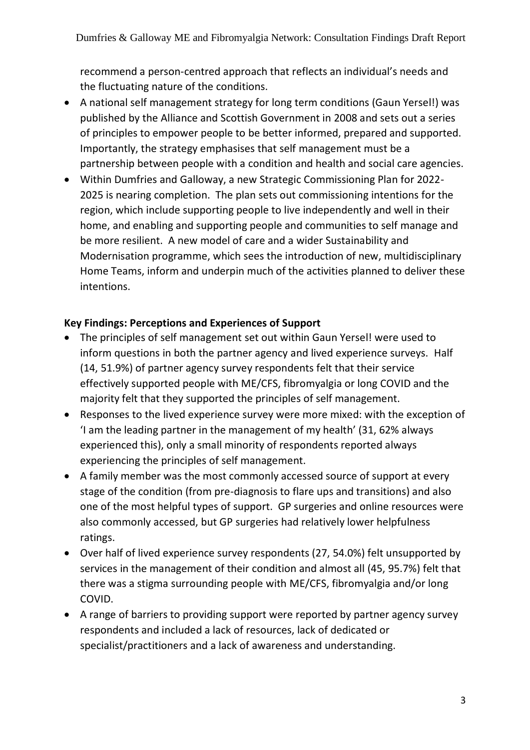recommend a person-centred approach that reflects an individual's needs and the fluctuating nature of the conditions.

- A national self management strategy for long term conditions (Gaun Yersel!) was published by the Alliance and Scottish Government in 2008 and sets out a series of principles to empower people to be better informed, prepared and supported. Importantly, the strategy emphasises that self management must be a partnership between people with a condition and health and social care agencies.
- Within Dumfries and Galloway, a new Strategic Commissioning Plan for 2022-2025 is nearing completion. The plan sets out commissioning intentions for the region, which include supporting people to live independently and well in their home, and enabling and supporting people and communities to self manage and be more resilient. A new model of care and a wider Sustainability and Modernisation programme, which sees the introduction of new, multidisciplinary Home Teams, inform and underpin much of the activities planned to deliver these intentions.

**Key Findings: Perceptions and Experiences of Support**

- The principles of self management set out within Gaun Yersel! were used to inform questions in both the partner agency and lived experience surveys. Half (14, 51.9%) of partner agency survey respondents felt that their service effectively supported people with ME/CFS, fibromyalgia or long COVID and the majority felt that they supported the principles of self management.
- Responses to the lived experience survey were more mixed: with the exception of 'I am the leading partner in the management of my health' (31, 62% always experienced this), only a small minority of respondents reported always experiencing the principles of self management.
- A family member was the most commonly accessed source of support at every stage of the condition (from pre-diagnosis to flare ups and transitions) and also one of the most helpful types of support. GP surgeries and online resources were also commonly accessed, but GP surgeries had relatively lower helpfulness ratings.
- Over half of lived experience survey respondents (27, 54.0%) felt unsupported by services in the management of their condition and almost all (45, 95.7%) felt that there was a stigma surrounding people with ME/CFS, fibromyalgia and/or long COVID.
- A range of barriers to providing support were reported by partner agency survey respondents and included a lack of resources, lack of dedicated or specialist/practitioners and a lack of awareness and understanding.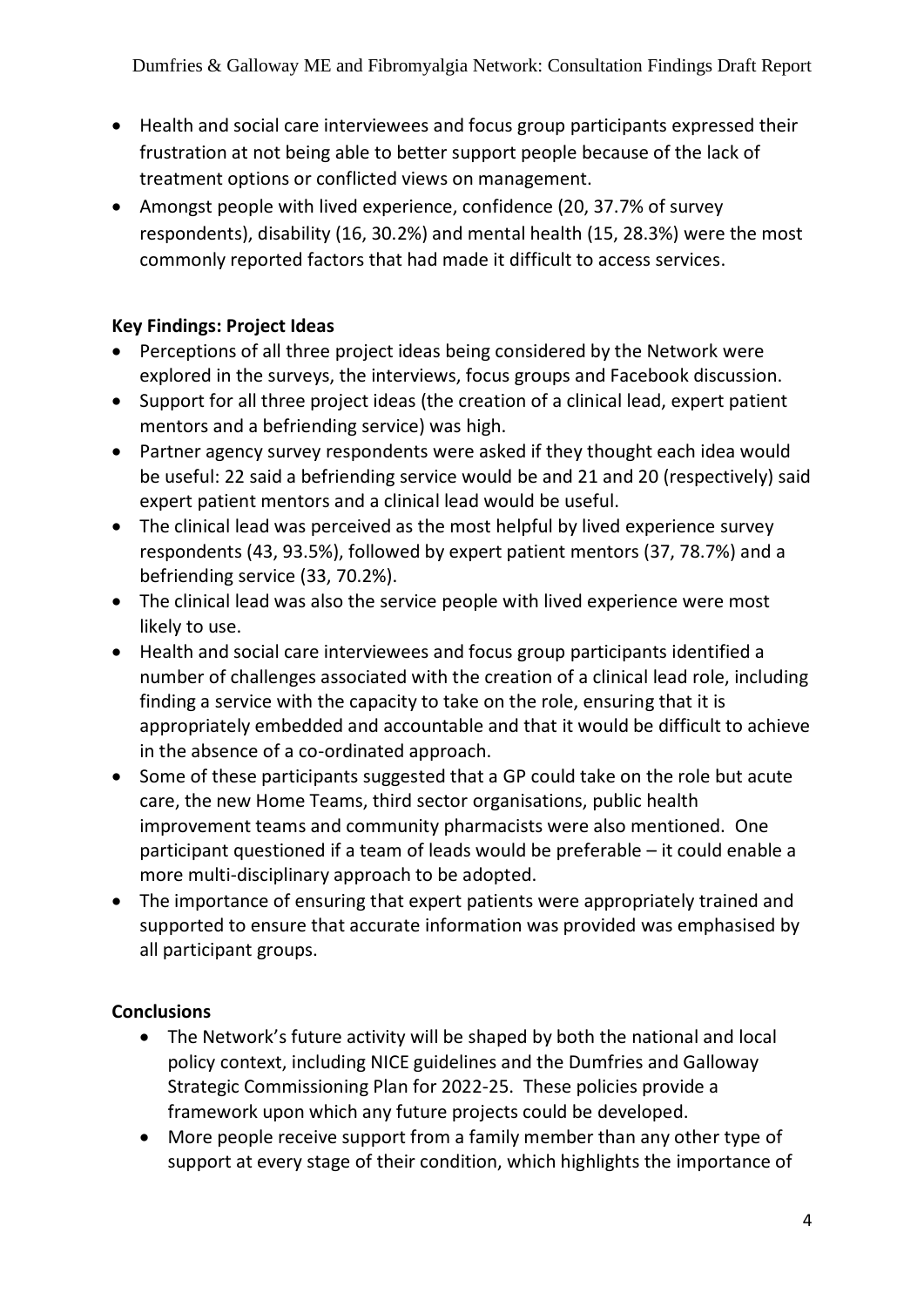- Health and social care interviewees and focus group participants expressed their frustration at not being able to better support people because of the lack of treatment options or conflicted views on management.
- Amongst people with lived experience, confidence (20, 37.7% of survey respondents), disability (16, 30.2%) and mental health (15, 28.3%) were the most commonly reported factors that had made it difficult to access services.

**Key Findings: Project Ideas**

- Perceptions of all three project ideas being considered by the Network were explored in the surveys, the interviews, focus groups and Facebook discussion.
- Support for all three project ideas (the creation of a clinical lead, expert patient mentors and a befriending service) was high.
- Partner agency survey respondents were asked if they thought each idea would be useful: 22 said a befriending service would be and 21 and 20 (respectively) said expert patient mentors and a clinical lead would be useful.
- The clinical lead was perceived as the most helpful by lived experience survey respondents (43, 93.5%), followed by expert patient mentors (37, 78.7%) and a befriending service (33, 70.2%).
- The clinical lead was also the service people with lived experience were most likely to use.
- Health and social care interviewees and focus group participants identified a number of challenges associated with the creation of a clinical lead role, including finding a service with the capacity to take on the role, ensuring that it is appropriately embedded and accountable and that it would be difficult to achieve in the absence of a co-ordinated approach.
- Some of these participants suggested that a GP could take on the role but acute care, the new Home Teams, third sector organisations, public health improvement teams and community pharmacists were also mentioned. One participant questioned if a team of leads would be preferable – it could enable a more multi-disciplinary approach to be adopted.
- The importance of ensuring that expert patients were appropriately trained and supported to ensure that accurate information was provided was emphasised by all participant groups.

**Conclusions**

- The Network's future activity will be shaped by both the national and local policy context, including NICE guidelines and the Dumfries and Galloway Strategic Commissioning Plan for 2022-25. These policies provide a framework upon which any future projects could be developed.
- More people receive support from a family member than any other type of support at every stage of their condition, which highlights the importance of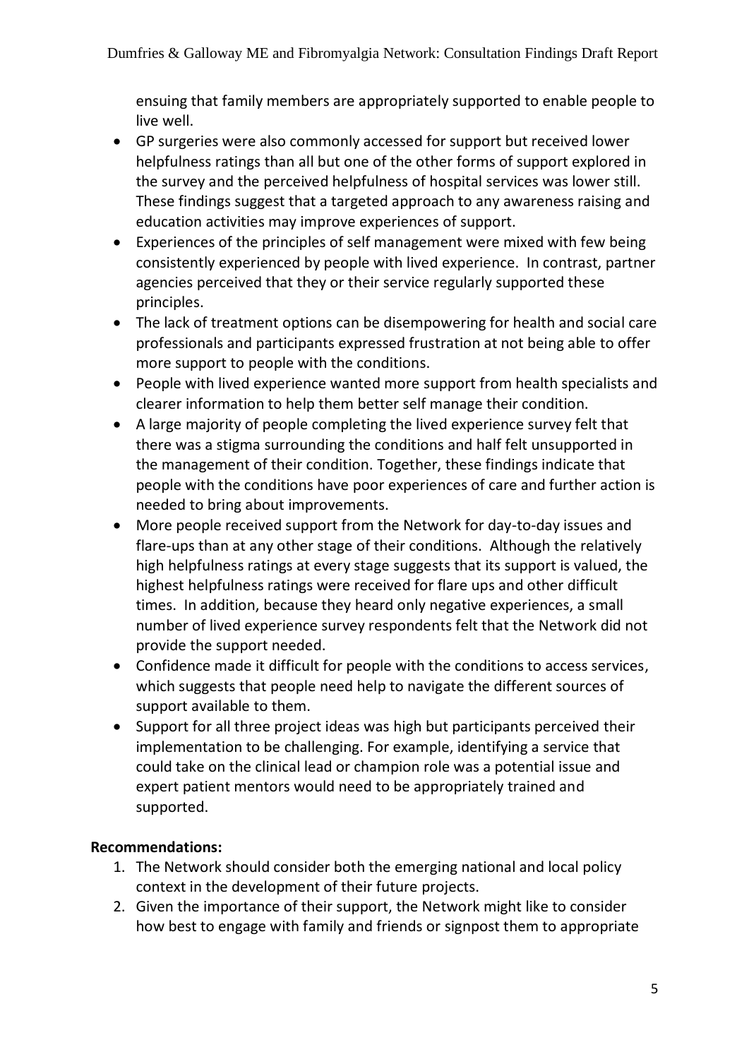ensuing that family members are appropriately supported to enable people to live well.

- GP surgeries were also commonly accessed for support but received lower helpfulness ratings than all but one of the other forms of support explored in the survey and the perceived helpfulness of hospital services was lower still. These findings suggest that a targeted approach to any awareness raising and education activities may improve experiences of support.
- Experiences of the principles of self management were mixed with few being consistently experienced by people with lived experience. In contrast, partner agencies perceived that they or their service regularly supported these principles.
- The lack of treatment options can be disempowering for health and social care professionals and participants expressed frustration at not being able to offer more support to people with the conditions.
- People with lived experience wanted more support from health specialists and clearer information to help them better self manage their condition.
- A large majority of people completing the lived experience survey felt that there was a stigma surrounding the conditions and half felt unsupported in the management of their condition. Together, these findings indicate that people with the conditions have poor experiences of care and further action is needed to bring about improvements.
- More people received support from the Network for day-to-day issues and flare-ups than at any other stage of their conditions. Although the relatively high helpfulness ratings at every stage suggests that its support is valued, the highest helpfulness ratings were received for flare ups and other difficult times. In addition, because they heard only negative experiences, a small number of lived experience survey respondents felt that the Network did not provide the support needed.
- Confidence made it difficult for people with the conditions to access services, which suggests that people need help to navigate the different sources of support available to them.
- Support for all three project ideas was high but participants perceived their implementation to be challenging. For example, identifying a service that could take on the clinical lead or champion role was a potential issue and expert patient mentors would need to be appropriately trained and supported.

**Recommendations:**

1. The Network should consider both the emerging national and local policy context in the development of their future projects.
2. Given the importance of their support, the Network might like to consider how best to engage with family and friends or signpost them to appropriate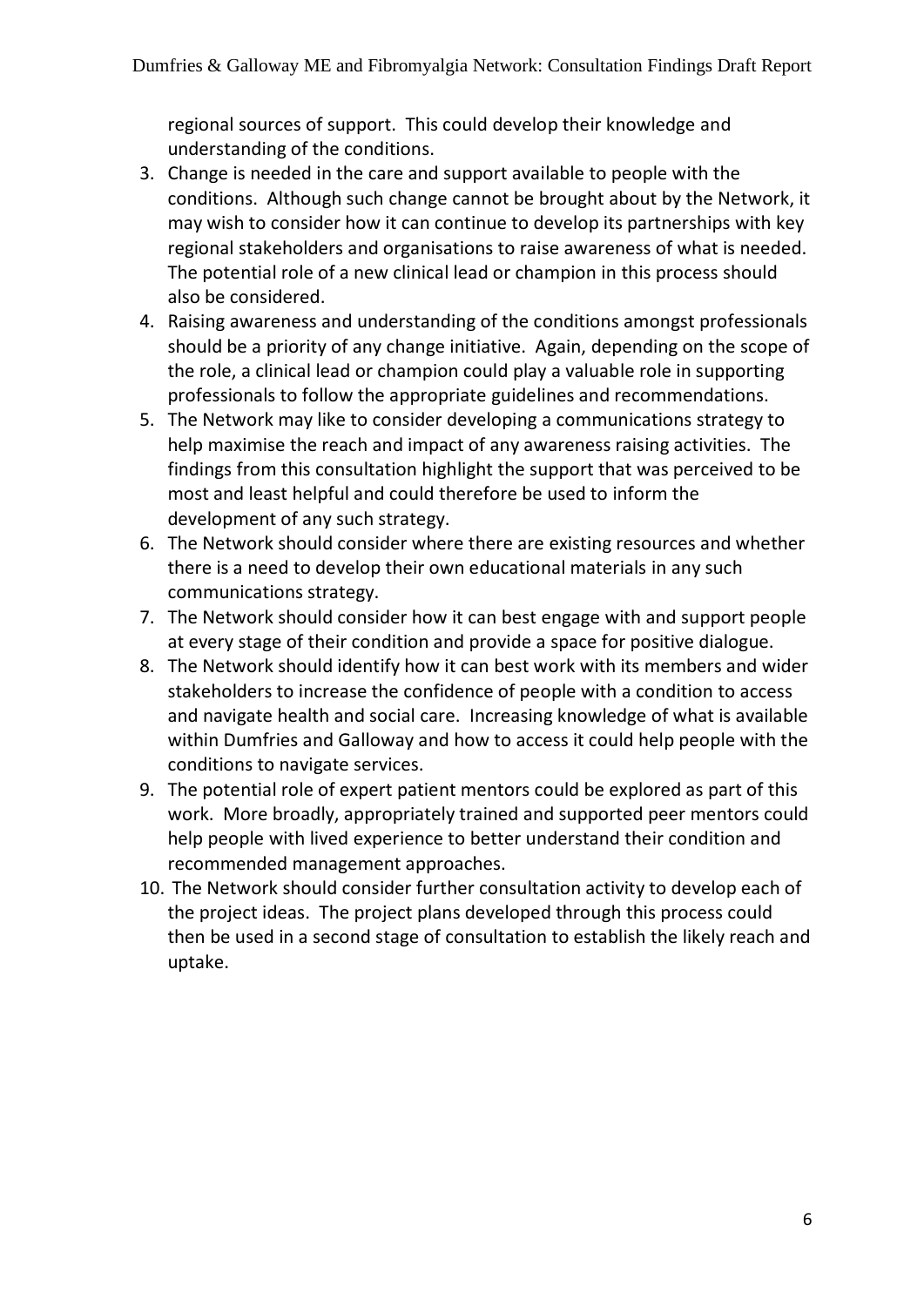regional sources of support. This could develop their knowledge and understanding of the conditions.

3. Change is needed in the care and support available to people with the conditions. Although such change cannot be brought about by the Network, it may wish to consider how it can continue to develop its partnerships with key regional stakeholders and organisations to raise awareness of what is needed. The potential role of a new clinical lead or champion in this process should also be considered.
4. Raising awareness and understanding of the conditions amongst professionals should be a priority of any change initiative. Again, depending on the scope of the role, a clinical lead or champion could play a valuable role in supporting professionals to follow the appropriate guidelines and recommendations.
5. The Network may like to consider developing a communications strategy to help maximise the reach and impact of any awareness raising activities. The findings from this consultation highlight the support that was perceived to be most and least helpful and could therefore be used to inform the development of any such strategy.
6. The Network should consider where there are existing resources and whether there is a need to develop their own educational materials in any such communications strategy.
7. The Network should consider how it can best engage with and support people at every stage of their condition and provide a space for positive dialogue.
8. The Network should identify how it can best work with its members and wider stakeholders to increase the confidence of people with a condition to access and navigate health and social care. Increasing knowledge of what is available within Dumfries and Galloway and how to access it could help people with the conditions to navigate services.
9. The potential role of expert patient mentors could be explored as part of this work. More broadly, appropriately trained and supported peer mentors could help people with lived experience to better understand their condition and recommended management approaches.
10. The Network should consider further consultation activity to develop each of the project ideas. The project plans developed through this process could then be used in a second stage of consultation to establish the likely reach and uptake.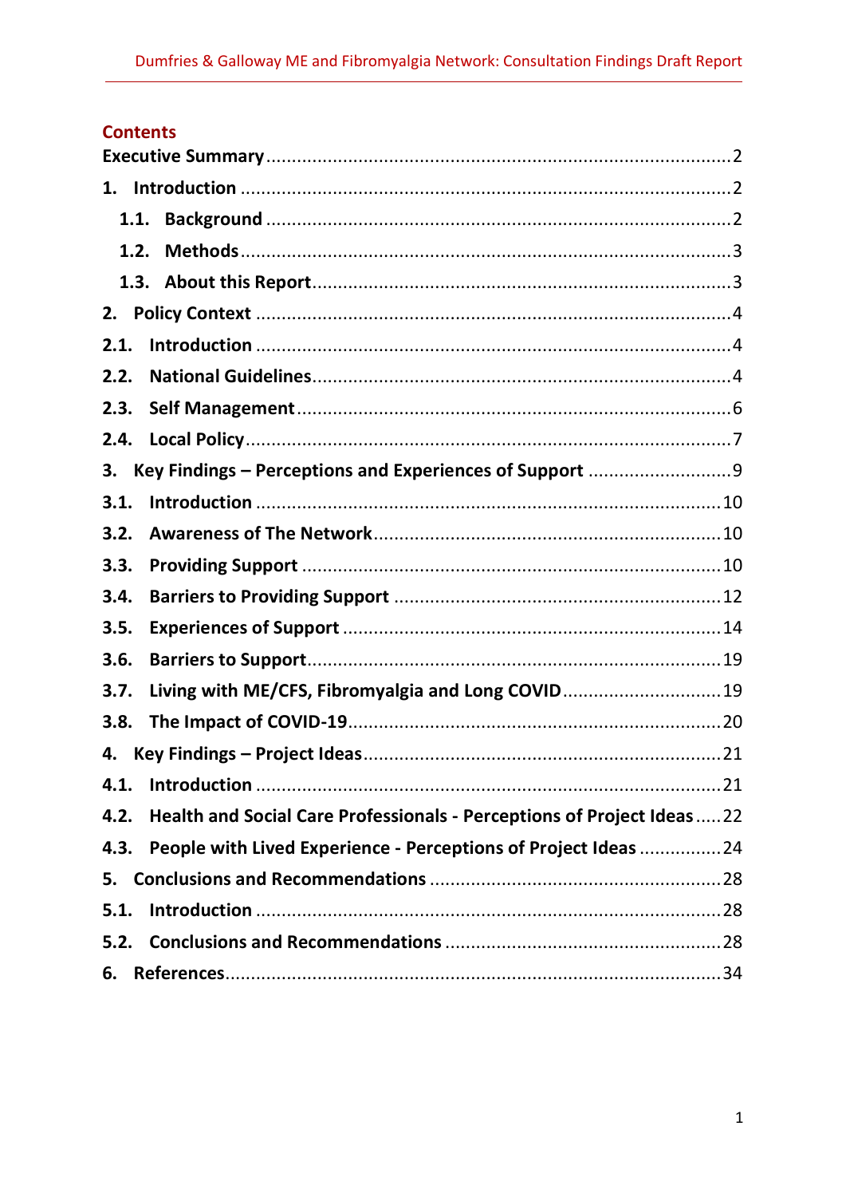## Contents

- **Executive Summary** .......... 2
- **1. Introduction** .......... 2
  - **1.1. Background** .......... 2
  - **1.2. Methods** .......... 3
  - **1.3. About this Report** .......... 3
- **2. Policy Context** .......... 4
- **2.1. Introduction** .......... 4
- **2.2. National Guidelines** .......... 4
- **2.3. Self Management** .......... 6
- **2.4. Local Policy** .......... 7
- **3. Key Findings – Perceptions and Experiences of Support** .......... 9
- **3.1. Introduction** .......... 10
- **3.2. Awareness of The Network** .......... 10
- **3.3. Providing Support** .......... 10
- **3.4. Barriers to Providing Support** .......... 12
- **3.5. Experiences of Support** .......... 14
- **3.6. Barriers to Support** .......... 19
- **3.7. Living with ME/CFS, Fibromyalgia and Long COVID** .......... 19
- **3.8. The Impact of COVID-19** .......... 20
- **4. Key Findings – Project Ideas** .......... 21
- **4.1. Introduction** .......... 21
- **4.2. Health and Social Care Professionals - Perceptions of Project Ideas** .......... 22
- **4.3. People with Lived Experience - Perceptions of Project Ideas** .......... 24
- **5. Conclusions and Recommendations** .......... 28
- **5.1. Introduction** .......... 28
- **5.2. Conclusions and Recommendations** .......... 28
- **6. References** .......... 34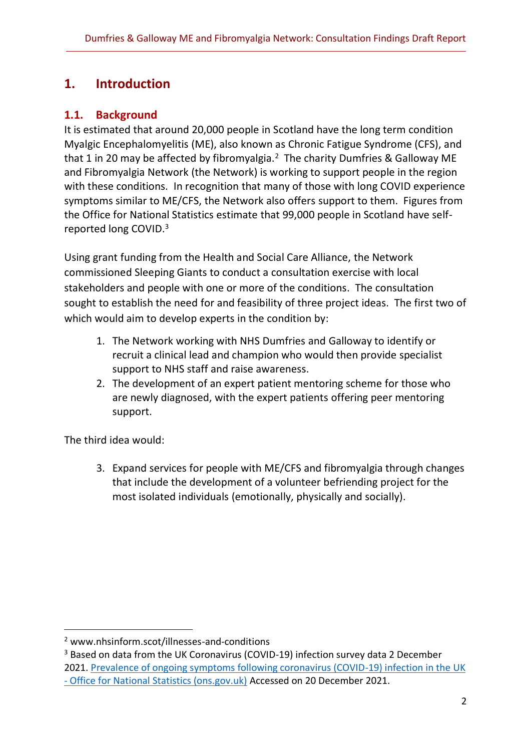# 1. Introduction

## 1.1. Background

It is estimated that around 20,000 people in Scotland have the long term condition Myalgic Encephalomyelitis (ME), also known as Chronic Fatigue Syndrome (CFS), and that 1 in 20 may be affected by fibromyalgia.[2] The charity Dumfries & Galloway ME and Fibromyalgia Network (the Network) is working to support people in the region with these conditions. In recognition that many of those with long COVID experience symptoms similar to ME/CFS, the Network also offers support to them. Figures from the Office for National Statistics estimate that 99,000 people in Scotland have self-reported long COVID.[3]

Using grant funding from the Health and Social Care Alliance, the Network commissioned Sleeping Giants to conduct a consultation exercise with local stakeholders and people with one or more of the conditions. The consultation sought to establish the need for and feasibility of three project ideas. The first two of which would aim to develop experts in the condition by:

1. The Network working with NHS Dumfries and Galloway to identify or recruit a clinical lead and champion who would then provide specialist support to NHS staff and raise awareness.
2. The development of an expert patient mentoring scheme for those who are newly diagnosed, with the expert patients offering peer mentoring support.

The third idea would:

3. Expand services for people with ME/CFS and fibromyalgia through changes that include the development of a volunteer befriending project for the most isolated individuals (emotionally, physically and socially).

---

[2] www.nhsinform.scot/illnesses-and-conditions

[3] Based on data from the UK Coronavirus (COVID-19) infection survey data 2 December 2021. [Prevalence of ongoing symptoms following coronavirus (COVID-19) infection in the UK - Office for National Statistics (ons.gov.uk)](https://www.ons.gov.uk) Accessed on 20 December 2021.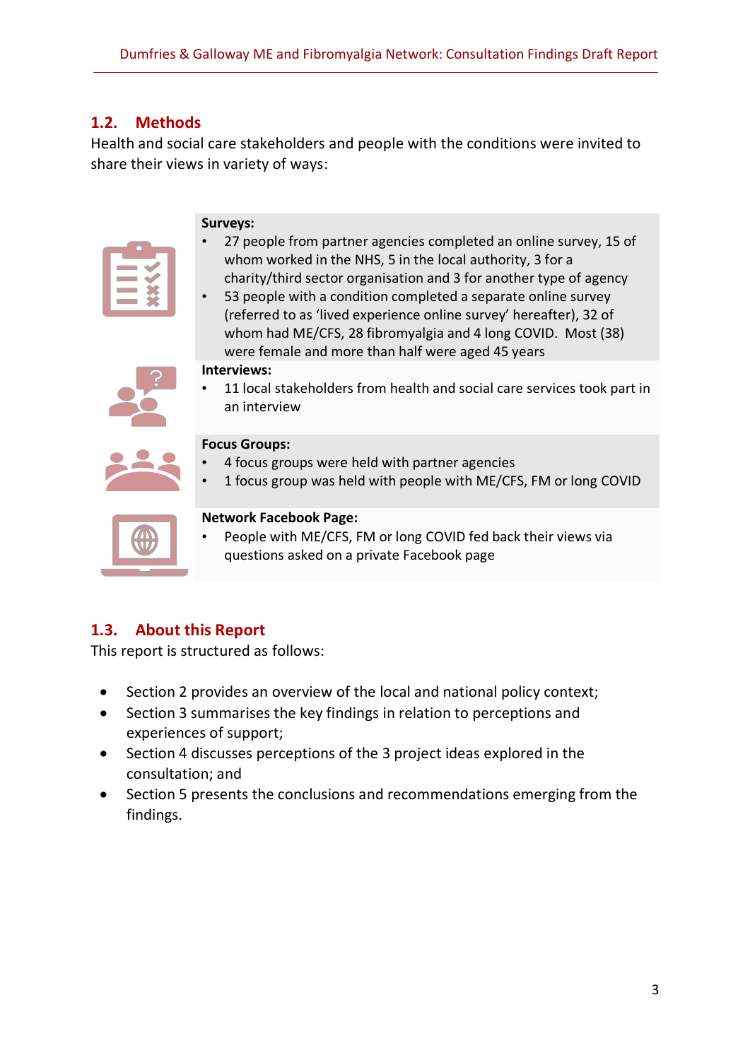## 1.2. Methods

Health and social care stakeholders and people with the conditions were invited to share their views in variety of ways:

**Surveys:**

- 27 people from partner agencies completed an online survey, 15 of whom worked in the NHS, 5 in the local authority, 3 for a charity/third sector organisation and 3 for another type of agency
- 53 people with a condition completed a separate online survey (referred to as 'lived experience online survey' hereafter), 32 of whom had ME/CFS, 28 fibromyalgia and 4 long COVID. Most (38) were female and more than half were aged 45 years

**Interviews:**

- 11 local stakeholders from health and social care services took part in an interview

**Focus Groups:**

- 4 focus groups were held with partner agencies
- 1 focus group was held with people with ME/CFS, FM or long COVID

**Network Facebook Page:**

- People with ME/CFS, FM or long COVID fed back their views via questions asked on a private Facebook page

## 1.3. About this Report

This report is structured as follows:

- Section 2 provides an overview of the local and national policy context;
- Section 3 summarises the key findings in relation to perceptions and experiences of support;
- Section 4 discusses perceptions of the 3 project ideas explored in the consultation; and
- Section 5 presents the conclusions and recommendations emerging from the findings.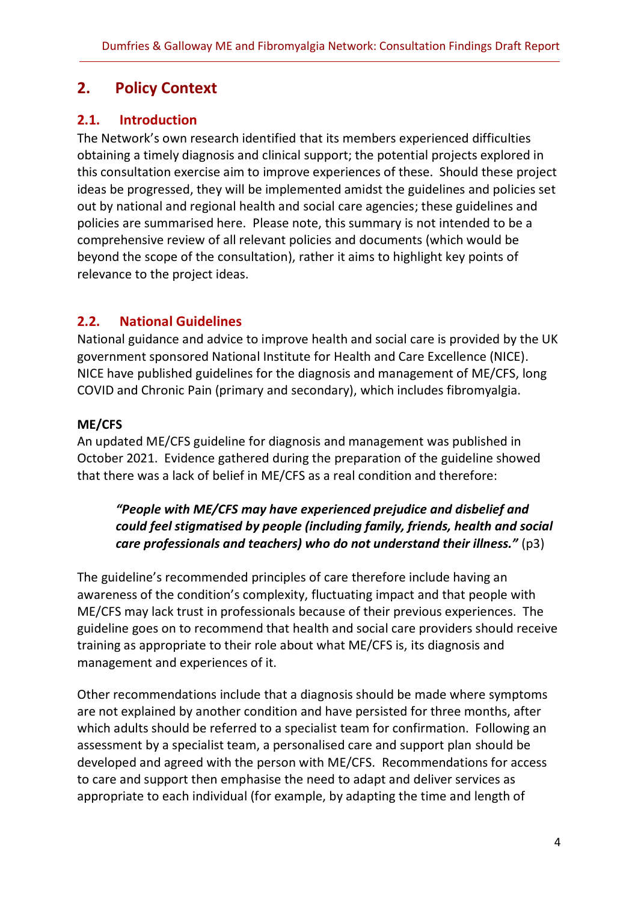## 2. Policy Context

### 2.1. Introduction

The Network's own research identified that its members experienced difficulties obtaining a timely diagnosis and clinical support; the potential projects explored in this consultation exercise aim to improve experiences of these. Should these project ideas be progressed, they will be implemented amidst the guidelines and policies set out by national and regional health and social care agencies; these guidelines and policies are summarised here. Please note, this summary is not intended to be a comprehensive review of all relevant policies and documents (which would be beyond the scope of the consultation), rather it aims to highlight key points of relevance to the project ideas.

### 2.2. National Guidelines

National guidance and advice to improve health and social care is provided by the UK government sponsored National Institute for Health and Care Excellence (NICE). NICE have published guidelines for the diagnosis and management of ME/CFS, long COVID and Chronic Pain (primary and secondary), which includes fibromyalgia.

**ME/CFS**

An updated ME/CFS guideline for diagnosis and management was published in October 2021. Evidence gathered during the preparation of the guideline showed that there was a lack of belief in ME/CFS as a real condition and therefore:

> ***"People with ME/CFS may have experienced prejudice and disbelief and could feel stigmatised by people (including family, friends, health and social care professionals and teachers) who do not understand their illness."*** (p3)

The guideline's recommended principles of care therefore include having an awareness of the condition's complexity, fluctuating impact and that people with ME/CFS may lack trust in professionals because of their previous experiences. The guideline goes on to recommend that health and social care providers should receive training as appropriate to their role about what ME/CFS is, its diagnosis and management and experiences of it.

Other recommendations include that a diagnosis should be made where symptoms are not explained by another condition and have persisted for three months, after which adults should be referred to a specialist team for confirmation. Following an assessment by a specialist team, a personalised care and support plan should be developed and agreed with the person with ME/CFS. Recommendations for access to care and support then emphasise the need to adapt and deliver services as appropriate to each individual (for example, by adapting the time and length of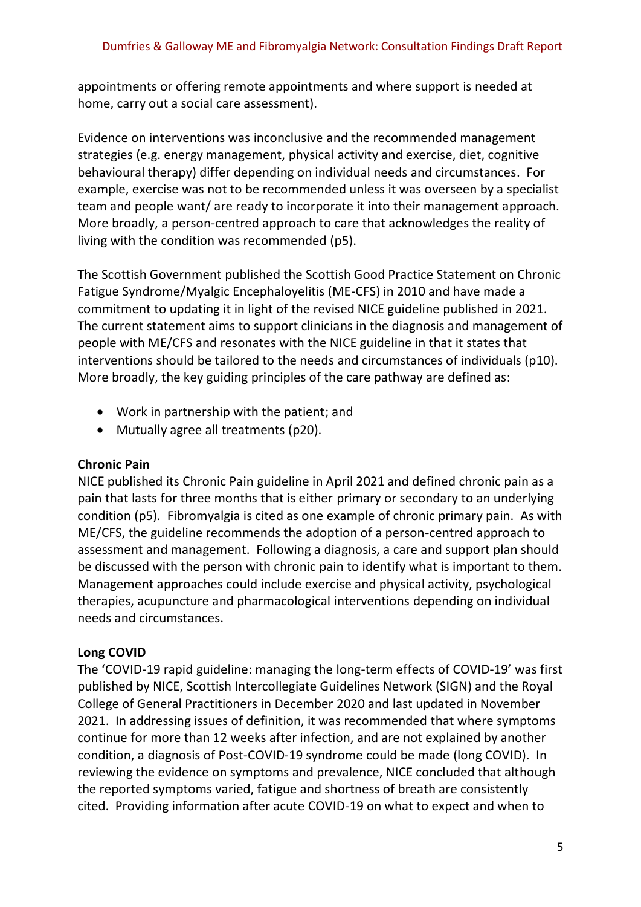appointments or offering remote appointments and where support is needed at home, carry out a social care assessment).

Evidence on interventions was inconclusive and the recommended management strategies (e.g. energy management, physical activity and exercise, diet, cognitive behavioural therapy) differ depending on individual needs and circumstances. For example, exercise was not to be recommended unless it was overseen by a specialist team and people want/ are ready to incorporate it into their management approach. More broadly, a person-centred approach to care that acknowledges the reality of living with the condition was recommended (p5).

The Scottish Government published the Scottish Good Practice Statement on Chronic Fatigue Syndrome/Myalgic Encephaloyelitis (ME-CFS) in 2010 and have made a commitment to updating it in light of the revised NICE guideline published in 2021. The current statement aims to support clinicians in the diagnosis and management of people with ME/CFS and resonates with the NICE guideline in that it states that interventions should be tailored to the needs and circumstances of individuals (p10). More broadly, the key guiding principles of the care pathway are defined as:

- Work in partnership with the patient; and
- Mutually agree all treatments (p20).

**Chronic Pain**

NICE published its Chronic Pain guideline in April 2021 and defined chronic pain as a pain that lasts for three months that is either primary or secondary to an underlying condition (p5). Fibromyalgia is cited as one example of chronic primary pain. As with ME/CFS, the guideline recommends the adoption of a person-centred approach to assessment and management. Following a diagnosis, a care and support plan should be discussed with the person with chronic pain to identify what is important to them. Management approaches could include exercise and physical activity, psychological therapies, acupuncture and pharmacological interventions depending on individual needs and circumstances.

**Long COVID**

The 'COVID-19 rapid guideline: managing the long-term effects of COVID-19' was first published by NICE, Scottish Intercollegiate Guidelines Network (SIGN) and the Royal College of General Practitioners in December 2020 and last updated in November 2021. In addressing issues of definition, it was recommended that where symptoms continue for more than 12 weeks after infection, and are not explained by another condition, a diagnosis of Post-COVID-19 syndrome could be made (long COVID). In reviewing the evidence on symptoms and prevalence, NICE concluded that although the reported symptoms varied, fatigue and shortness of breath are consistently cited. Providing information after acute COVID-19 on what to expect and when to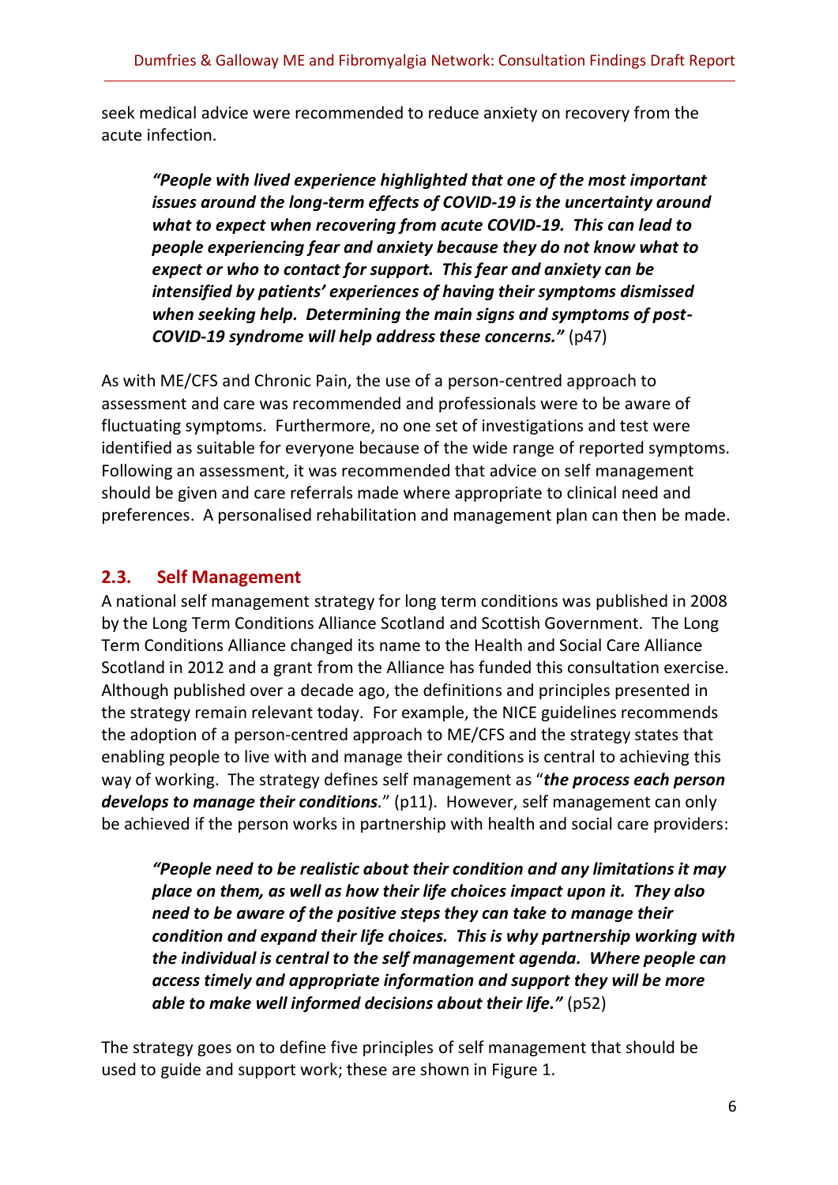seek medical advice were recommended to reduce anxiety on recovery from the acute infection.

> ***"People with lived experience highlighted that one of the most important issues around the long-term effects of COVID-19 is the uncertainty around what to expect when recovering from acute COVID-19. This can lead to people experiencing fear and anxiety because they do not know what to expect or who to contact for support. This fear and anxiety can be intensified by patients' experiences of having their symptoms dismissed when seeking help. Determining the main signs and symptoms of post-COVID-19 syndrome will help address these concerns."*** (p47)

As with ME/CFS and Chronic Pain, the use of a person-centred approach to assessment and care was recommended and professionals were to be aware of fluctuating symptoms. Furthermore, no one set of investigations and test were identified as suitable for everyone because of the wide range of reported symptoms. Following an assessment, it was recommended that advice on self management should be given and care referrals made where appropriate to clinical need and preferences. A personalised rehabilitation and management plan can then be made.

## 2.3. Self Management

A national self management strategy for long term conditions was published in 2008 by the Long Term Conditions Alliance Scotland and Scottish Government. The Long Term Conditions Alliance changed its name to the Health and Social Care Alliance Scotland in 2012 and a grant from the Alliance has funded this consultation exercise. Although published over a decade ago, the definitions and principles presented in the strategy remain relevant today. For example, the NICE guidelines recommends the adoption of a person-centred approach to ME/CFS and the strategy states that enabling people to live with and manage their conditions is central to achieving this way of working. The strategy defines self management as "***the process each person develops to manage their conditions***." (p11). However, self management can only be achieved if the person works in partnership with health and social care providers:

> ***"People need to be realistic about their condition and any limitations it may place on them, as well as how their life choices impact upon it. They also need to be aware of the positive steps they can take to manage their condition and expand their life choices. This is why partnership working with the individual is central to the self management agenda. Where people can access timely and appropriate information and support they will be more able to make well informed decisions about their life."*** (p52)

The strategy goes on to define five principles of self management that should be used to guide and support work; these are shown in Figure 1.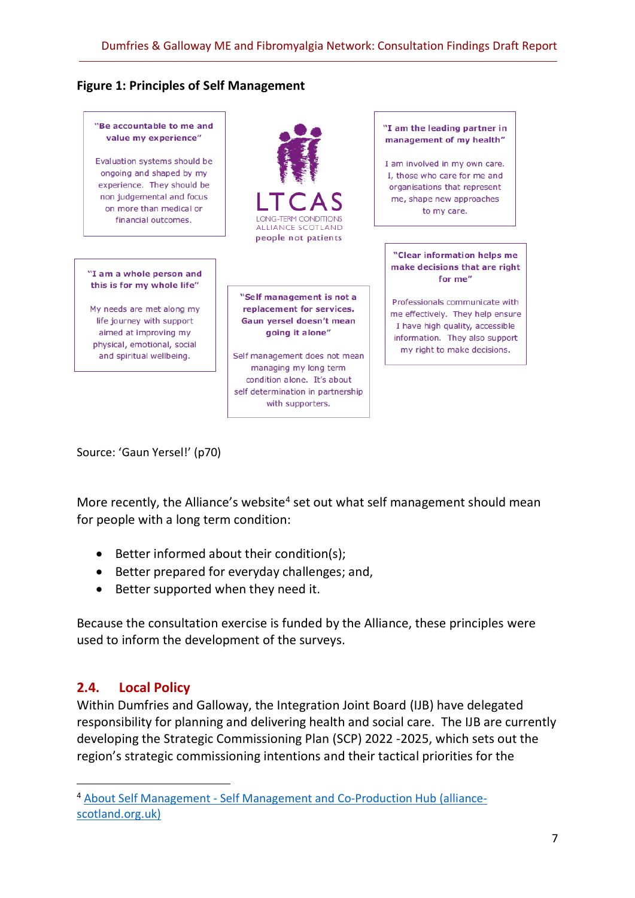**Figure 1: Principles of Self Management**

**"Be accountable to me and value my experience"**

Evaluation systems should be ongoing and shaped by my experience. They should be non judgemental and focus on more than medical or financial outcomes.

LTCAS
LONG-TERM CONDITIONS ALLIANCE SCOTLAND
people not patients

**"I am the leading partner in management of my health"**

I am involved in my own care. I, those who care for me and organisations that represent me, shape new approaches to my care.

**"I am a whole person and this is for my whole life"**

My needs are met along my life journey with support aimed at improving my physical, emotional, social and spiritual wellbeing.

**"Self management is not a replacement for services. Gaun yersel doesn't mean going it alone"**

Self management does not mean managing my long term condition alone. It's about self determination in partnership with supporters.

**"Clear information helps me make decisions that are right for me"**

Professionals communicate with me effectively. They help ensure I have high quality, accessible information. They also support my right to make decisions.

Source: 'Gaun Yersel!' (p70)

More recently, the Alliance's website[4] set out what self management should mean for people with a long term condition:

- Better informed about their condition(s);
- Better prepared for everyday challenges; and,
- Better supported when they need it.

Because the consultation exercise is funded by the Alliance, these principles were used to inform the development of the surveys.

## 2.4. Local Policy

Within Dumfries and Galloway, the Integration Joint Board (IJB) have delegated responsibility for planning and delivering health and social care. The IJB are currently developing the Strategic Commissioning Plan (SCP) 2022 -2025, which sets out the region's strategic commissioning intentions and their tactical priorities for the

[4] About Self Management - Self Management and Co-Production Hub (alliance-scotland.org.uk)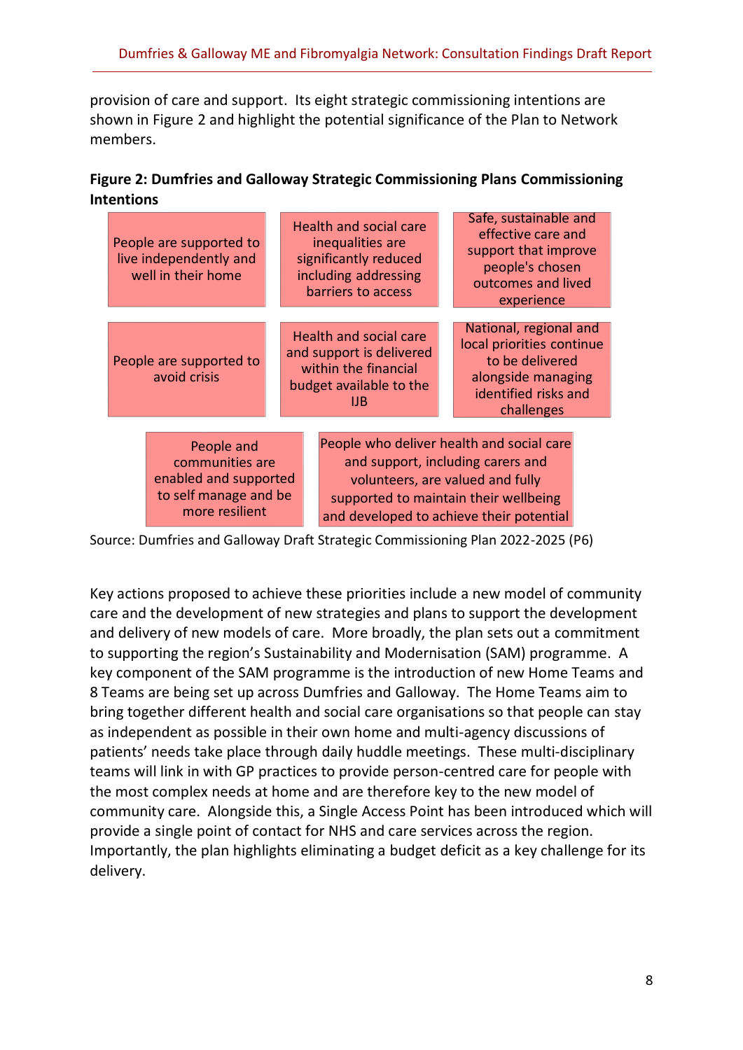provision of care and support. Its eight strategic commissioning intentions are shown in Figure 2 and highlight the potential significance of the Plan to Network members.

**Figure 2: Dumfries and Galloway Strategic Commissioning Plans Commissioning Intentions**

- People are supported to live independently and well in their home
- Health and social care inequalities are significantly reduced including addressing barriers to access
- Safe, sustainable and effective care and support that improve people's chosen outcomes and lived experience
- People are supported to avoid crisis
- Health and social care and support is delivered within the financial budget available to the IJB
- National, regional and local priorities continue to be delivered alongside managing identified risks and challenges
- People and communities are enabled and supported to self manage and be more resilient
- People who deliver health and social care and support, including carers and volunteers, are valued and fully supported to maintain their wellbeing and developed to achieve their potential

Source: Dumfries and Galloway Draft Strategic Commissioning Plan 2022-2025 (P6)

Key actions proposed to achieve these priorities include a new model of community care and the development of new strategies and plans to support the development and delivery of new models of care. More broadly, the plan sets out a commitment to supporting the region's Sustainability and Modernisation (SAM) programme. A key component of the SAM programme is the introduction of new Home Teams and 8 Teams are being set up across Dumfries and Galloway. The Home Teams aim to bring together different health and social care organisations so that people can stay as independent as possible in their own home and multi-agency discussions of patients' needs take place through daily huddle meetings. These multi-disciplinary teams will link in with GP practices to provide person-centred care for people with the most complex needs at home and are therefore key to the new model of community care. Alongside this, a Single Access Point has been introduced which will provide a single point of contact for NHS and care services across the region. Importantly, the plan highlights eliminating a budget deficit as a key challenge for its delivery.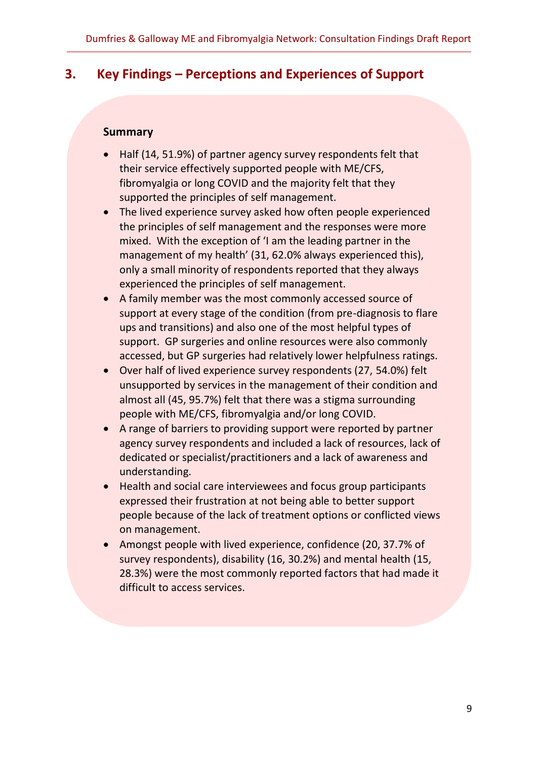## 3. Key Findings – Perceptions and Experiences of Support

**Summary**

- Half (14, 51.9%) of partner agency survey respondents felt that their service effectively supported people with ME/CFS, fibromyalgia or long COVID and the majority felt that they supported the principles of self management.
- The lived experience survey asked how often people experienced the principles of self management and the responses were more mixed. With the exception of 'I am the leading partner in the management of my health' (31, 62.0% always experienced this), only a small minority of respondents reported that they always experienced the principles of self management.
- A family member was the most commonly accessed source of support at every stage of the condition (from pre-diagnosis to flare ups and transitions) and also one of the most helpful types of support. GP surgeries and online resources were also commonly accessed, but GP surgeries had relatively lower helpfulness ratings.
- Over half of lived experience survey respondents (27, 54.0%) felt unsupported by services in the management of their condition and almost all (45, 95.7%) felt that there was a stigma surrounding people with ME/CFS, fibromyalgia and/or long COVID.
- A range of barriers to providing support were reported by partner agency survey respondents and included a lack of resources, lack of dedicated or specialist/practitioners and a lack of awareness and understanding.
- Health and social care interviewees and focus group participants expressed their frustration at not being able to better support people because of the lack of treatment options or conflicted views on management.
- Amongst people with lived experience, confidence (20, 37.7% of survey respondents), disability (16, 30.2%) and mental health (15, 28.3%) were the most commonly reported factors that had made it difficult to access services.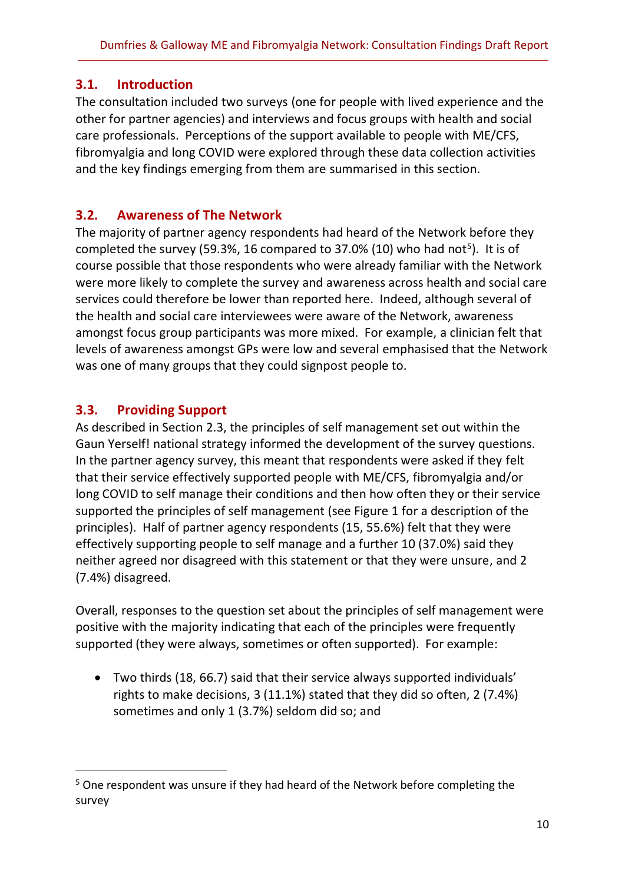## 3.1. Introduction

The consultation included two surveys (one for people with lived experience and the other for partner agencies) and interviews and focus groups with health and social care professionals. Perceptions of the support available to people with ME/CFS, fibromyalgia and long COVID were explored through these data collection activities and the key findings emerging from them are summarised in this section.

## 3.2. Awareness of The Network

The majority of partner agency respondents had heard of the Network before they completed the survey (59.3%, 16 compared to 37.0% (10) who had not[5]). It is of course possible that those respondents who were already familiar with the Network were more likely to complete the survey and awareness across health and social care services could therefore be lower than reported here. Indeed, although several of the health and social care interviewees were aware of the Network, awareness amongst focus group participants was more mixed. For example, a clinician felt that levels of awareness amongst GPs were low and several emphasised that the Network was one of many groups that they could signpost people to.

## 3.3. Providing Support

As described in Section 2.3, the principles of self management set out within the Gaun Yerself! national strategy informed the development of the survey questions. In the partner agency survey, this meant that respondents were asked if they felt that their service effectively supported people with ME/CFS, fibromyalgia and/or long COVID to self manage their conditions and then how often they or their service supported the principles of self management (see Figure 1 for a description of the principles). Half of partner agency respondents (15, 55.6%) felt that they were effectively supporting people to self manage and a further 10 (37.0%) said they neither agreed nor disagreed with this statement or that they were unsure, and 2 (7.4%) disagreed.

Overall, responses to the question set about the principles of self management were positive with the majority indicating that each of the principles were frequently supported (they were always, sometimes or often supported). For example:

- Two thirds (18, 66.7) said that their service always supported individuals' rights to make decisions, 3 (11.1%) stated that they did so often, 2 (7.4%) sometimes and only 1 (3.7%) seldom did so; and

[5] One respondent was unsure if they had heard of the Network before completing the survey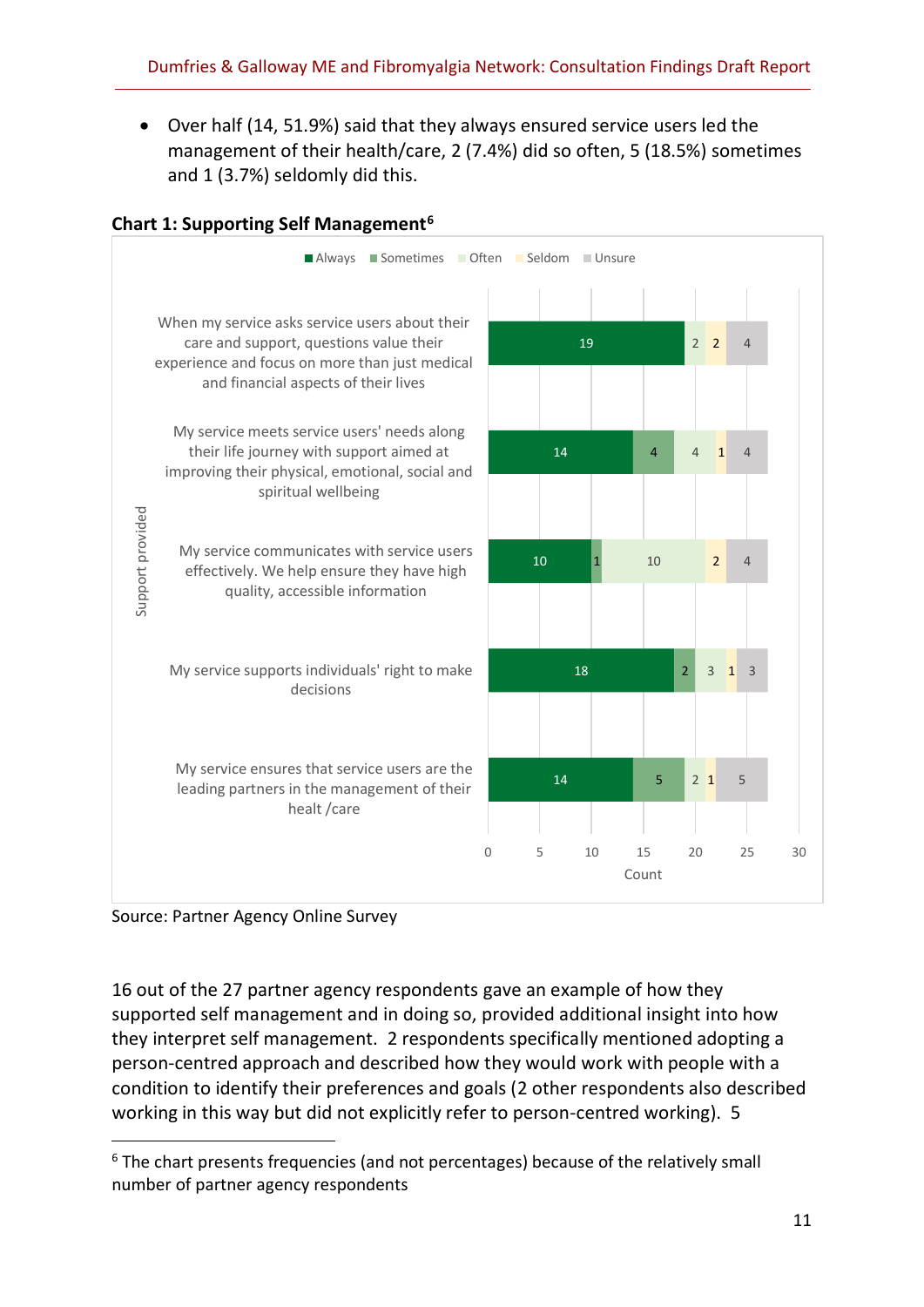- Over half (14, 51.9%) said that they always ensured service users led the management of their health/care, 2 (7.4%) did so often, 5 (18.5%) sometimes and 1 (3.7%) seldomly did this.

**Chart 1: Supporting Self Management**[6]

| Support provided | Always | Sometimes | Often | Seldom | Unsure |
|---|---|---|---|---|---|
| When my service asks service users about their care and support, questions value their experience and focus on more than just medical and financial aspects of their lives | 19 | | 2 | 2 | 4 |
| My service meets service users' needs along their life journey with support aimed at improving their physical, emotional, social and spiritual wellbeing | 14 | 4 | 4 | 1 | 4 |
| My service communicates with service users effectively. We help ensure they have high quality, accessible information | 10 | 1 | 10 | 2 | 4 |
| My service supports individuals' right to make decisions | 18 | 2 | 3 | 1 | 3 |
| My service ensures that service users are the leading partners in the management of their healt /care | 14 | 5 | 2 | 1 | 5 |

Source: Partner Agency Online Survey

16 out of the 27 partner agency respondents gave an example of how they supported self management and in doing so, provided additional insight into how they interpret self management. 2 respondents specifically mentioned adopting a person-centred approach and described how they would work with people with a condition to identify their preferences and goals (2 other respondents also described working in this way but did not explicitly refer to person-centred working). 5

[6] The chart presents frequencies (and not percentages) because of the relatively small number of partner agency respondents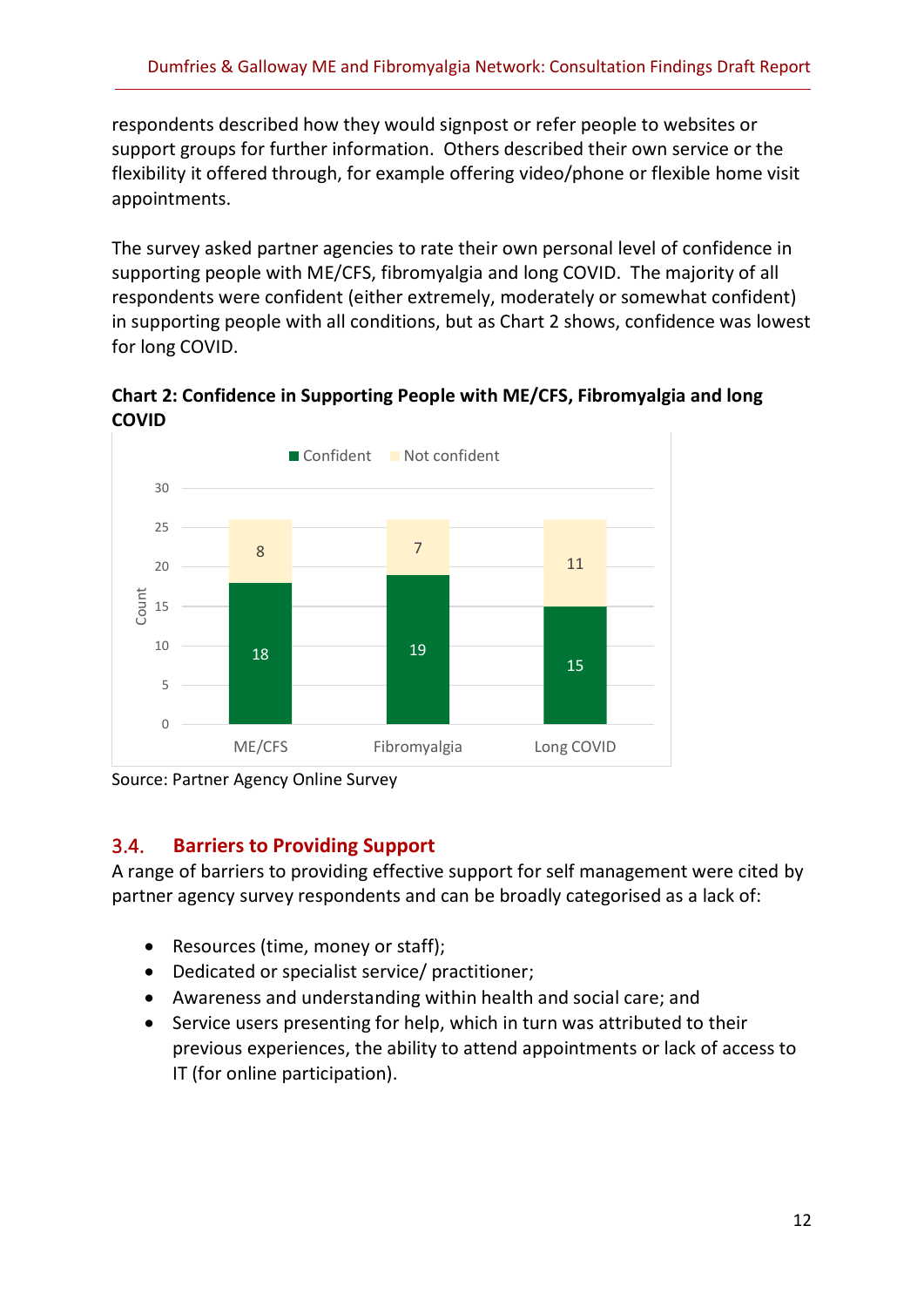respondents described how they would signpost or refer people to websites or support groups for further information. Others described their own service or the flexibility it offered through, for example offering video/phone or flexible home visit appointments.

The survey asked partner agencies to rate their own personal level of confidence in supporting people with ME/CFS, fibromyalgia and long COVID. The majority of all respondents were confident (either extremely, moderately or somewhat confident) in supporting people with all conditions, but as Chart 2 shows, confidence was lowest for long COVID.

**Chart 2: Confidence in Supporting People with ME/CFS, Fibromyalgia and long COVID**

| | Confident | Not confident |
|---|---|---|
| ME/CFS | 18 | 8 |
| Fibromyalgia | 19 | 7 |
| Long COVID | 15 | 11 |

Source: Partner Agency Online Survey

## 3.4. Barriers to Providing Support

A range of barriers to providing effective support for self management were cited by partner agency survey respondents and can be broadly categorised as a lack of:

- Resources (time, money or staff);
- Dedicated or specialist service/ practitioner;
- Awareness and understanding within health and social care; and
- Service users presenting for help, which in turn was attributed to their previous experiences, the ability to attend appointments or lack of access to IT (for online participation).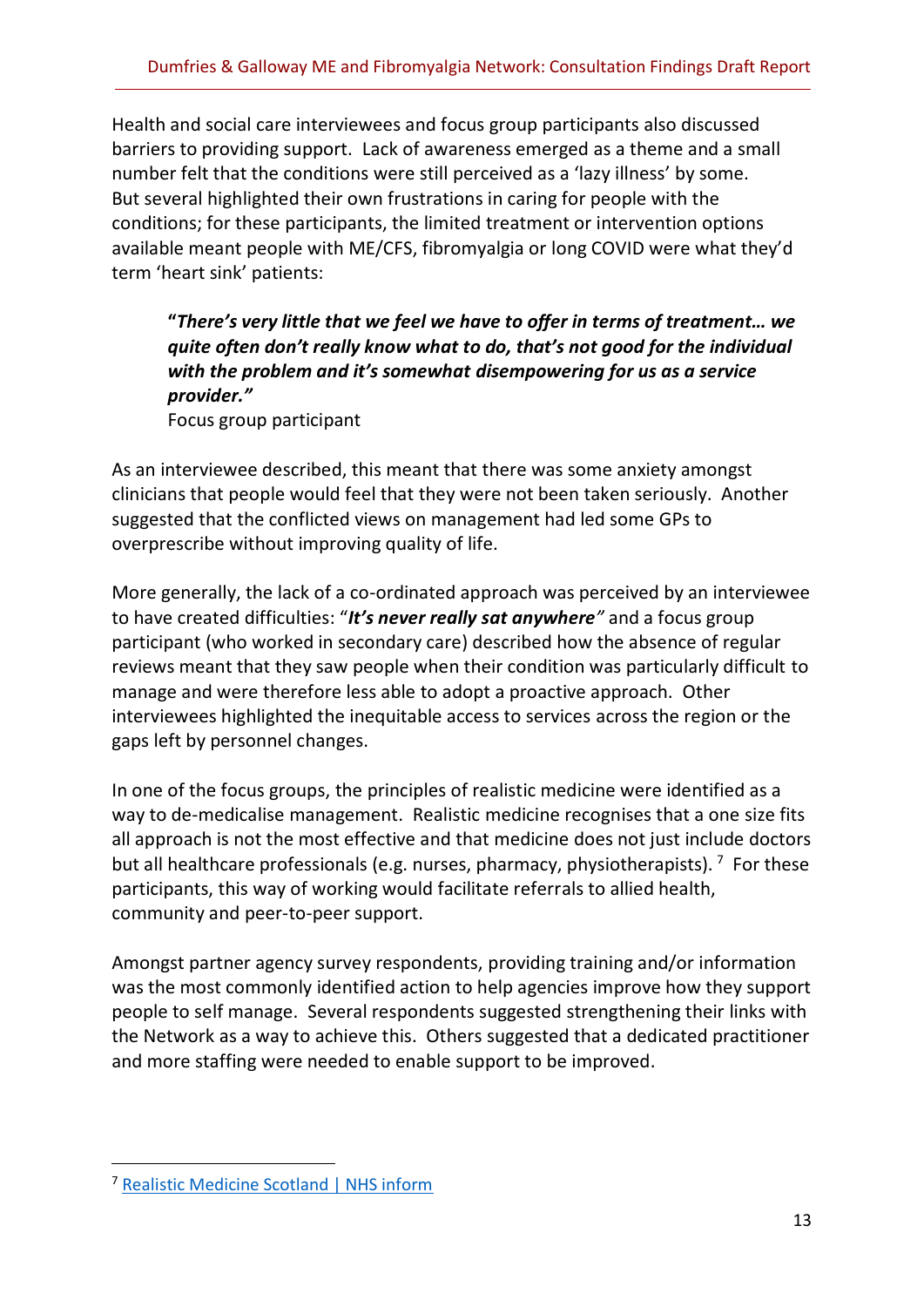Health and social care interviewees and focus group participants also discussed barriers to providing support. Lack of awareness emerged as a theme and a small number felt that the conditions were still perceived as a 'lazy illness' by some. But several highlighted their own frustrations in caring for people with the conditions; for these participants, the limited treatment or intervention options available meant people with ME/CFS, fibromyalgia or long COVID were what they'd term 'heart sink' patients:

> ***"There's very little that we feel we have to offer in terms of treatment… we quite often don't really know what to do, that's not good for the individual with the problem and it's somewhat disempowering for us as a service provider."***
> Focus group participant

As an interviewee described, this meant that there was some anxiety amongst clinicians that people would feel that they were not been taken seriously. Another suggested that the conflicted views on management had led some GPs to overprescribe without improving quality of life.

More generally, the lack of a co-ordinated approach was perceived by an interviewee to have created difficulties: "***It's never really sat anywhere"*** and a focus group participant (who worked in secondary care) described how the absence of regular reviews meant that they saw people when their condition was particularly difficult to manage and were therefore less able to adopt a proactive approach. Other interviewees highlighted the inequitable access to services across the region or the gaps left by personnel changes.

In one of the focus groups, the principles of realistic medicine were identified as a way to de-medicalise management. Realistic medicine recognises that a one size fits all approach is not the most effective and that medicine does not just include doctors but all healthcare professionals (e.g. nurses, pharmacy, physiotherapists).[7] For these participants, this way of working would facilitate referrals to allied health, community and peer-to-peer support.

Amongst partner agency survey respondents, providing training and/or information was the most commonly identified action to help agencies improve how they support people to self manage. Several respondents suggested strengthening their links with the Network as a way to achieve this. Others suggested that a dedicated practitioner and more staffing were needed to enable support to be improved.

---

[7] Realistic Medicine Scotland | NHS inform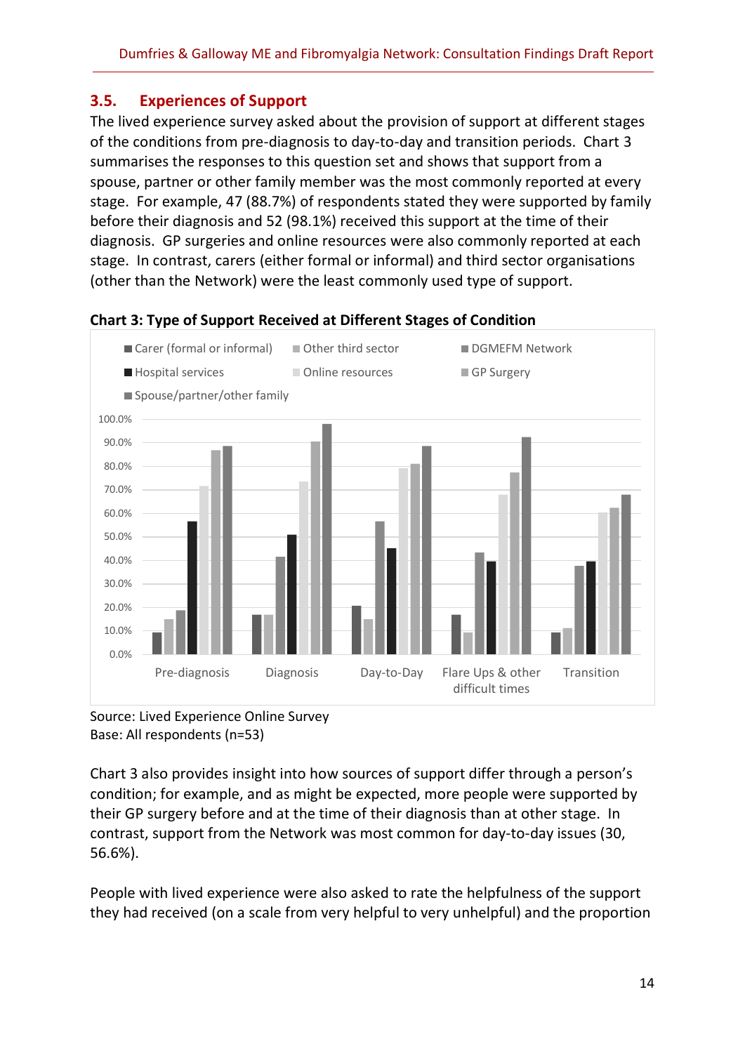## 3.5. Experiences of Support

The lived experience survey asked about the provision of support at different stages of the conditions from pre-diagnosis to day-to-day and transition periods. Chart 3 summarises the responses to this question set and shows that support from a spouse, partner or other family member was the most commonly reported at every stage. For example, 47 (88.7%) of respondents stated they were supported by family before their diagnosis and 52 (98.1%) received this support at the time of their diagnosis. GP surgeries and online resources were also commonly reported at each stage. In contrast, carers (either formal or informal) and third sector organisations (other than the Network) were the least commonly used type of support.

**Chart 3: Type of Support Received at Different Stages of Condition**

Carer (formal or informal) | Other third sector | DGMEFM Network | Hospital services | Online resources | GP Surgery | Spouse/partner/other family

Pre-diagnosis | Diagnosis | Day-to-Day | Flare Ups & other difficult times | Transition

Source: Lived Experience Online Survey
Base: All respondents (n=53)

Chart 3 also provides insight into how sources of support differ through a person's condition; for example, and as might be expected, more people were supported by their GP surgery before and at the time of their diagnosis than at other stage. In contrast, support from the Network was most common for day-to-day issues (30, 56.6%).

People with lived experience were also asked to rate the helpfulness of the support they had received (on a scale from very helpful to very unhelpful) and the proportion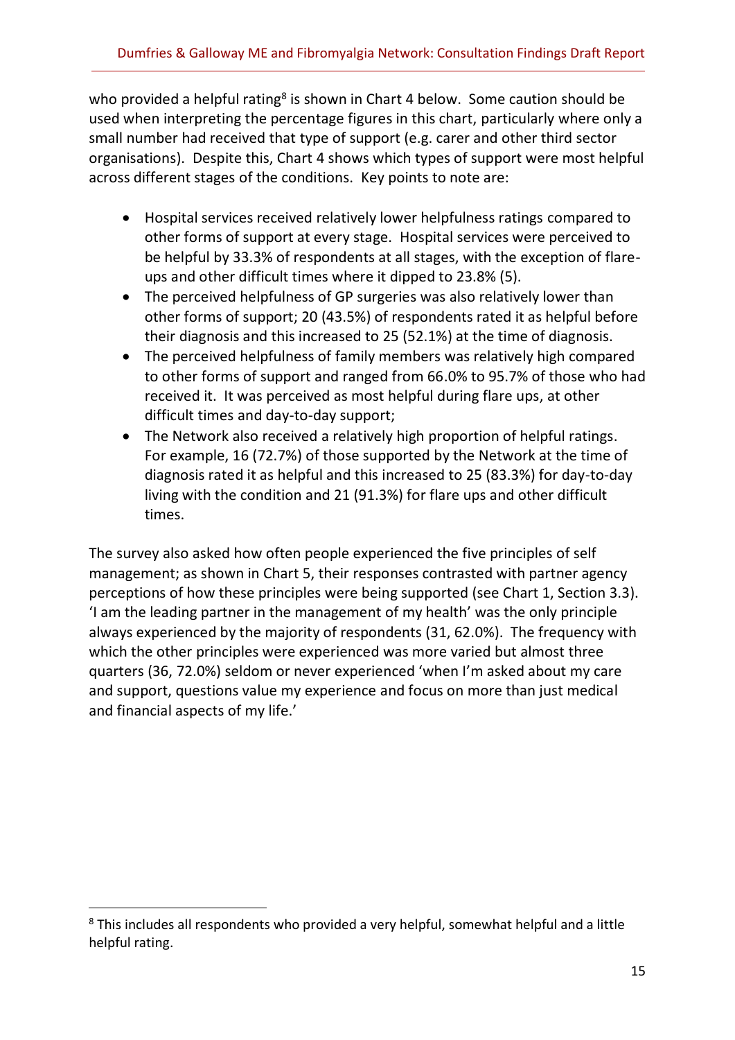who provided a helpful rating[8] is shown in Chart 4 below. Some caution should be used when interpreting the percentage figures in this chart, particularly where only a small number had received that type of support (e.g. carer and other third sector organisations). Despite this, Chart 4 shows which types of support were most helpful across different stages of the conditions. Key points to note are:

- Hospital services received relatively lower helpfulness ratings compared to other forms of support at every stage. Hospital services were perceived to be helpful by 33.3% of respondents at all stages, with the exception of flare-ups and other difficult times where it dipped to 23.8% (5).
- The perceived helpfulness of GP surgeries was also relatively lower than other forms of support; 20 (43.5%) of respondents rated it as helpful before their diagnosis and this increased to 25 (52.1%) at the time of diagnosis.
- The perceived helpfulness of family members was relatively high compared to other forms of support and ranged from 66.0% to 95.7% of those who had received it. It was perceived as most helpful during flare ups, at other difficult times and day-to-day support;
- The Network also received a relatively high proportion of helpful ratings. For example, 16 (72.7%) of those supported by the Network at the time of diagnosis rated it as helpful and this increased to 25 (83.3%) for day-to-day living with the condition and 21 (91.3%) for flare ups and other difficult times.

The survey also asked how often people experienced the five principles of self management; as shown in Chart 5, their responses contrasted with partner agency perceptions of how these principles were being supported (see Chart 1, Section 3.3). 'I am the leading partner in the management of my health' was the only principle always experienced by the majority of respondents (31, 62.0%). The frequency with which the other principles were experienced was more varied but almost three quarters (36, 72.0%) seldom or never experienced 'when I'm asked about my care and support, questions value my experience and focus on more than just medical and financial aspects of my life.'

[8] This includes all respondents who provided a very helpful, somewhat helpful and a little helpful rating.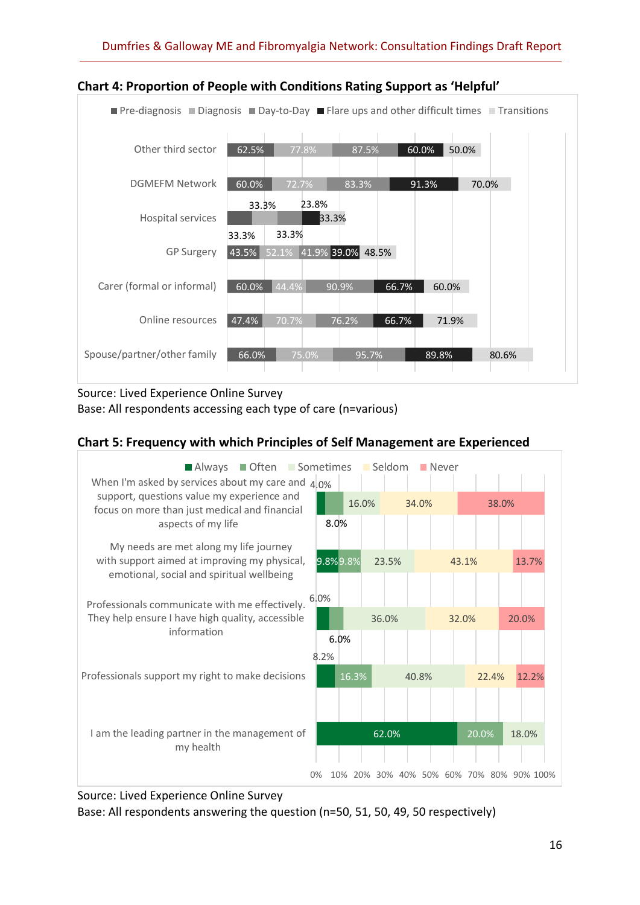### Chart 4: Proportion of People with Conditions Rating Support as 'Helpful'

| | Pre-diagnosis | Diagnosis | Day-to-Day | Flare ups and other difficult times | Transitions |
|---|---|---|---|---|---|
| Other third sector | 62.5% | 77.8% | 87.5% | 60.0% | 50.0% |
| DGMEFM Network | 60.0% | 72.7% | 83.3% | 91.3% | 70.0% |
| Hospital services | 33.3% | 33.3% | 33.3% | 23.8% | 33.3% |
| GP Surgery | 43.5% | 52.1% | 41.9% | 39.0% | 48.5% |
| Carer (formal or informal) | 60.0% | 44.4% | 90.9% | 66.7% | 60.0% |
| Online resources | 47.4% | 70.7% | 76.2% | 66.7% | 71.9% |
| Spouse/partner/other family | 66.0% | 75.0% | 95.7% | 89.8% | 80.6% |

Source: Lived Experience Online Survey
Base: All respondents accessing each type of care (n=various)

### Chart 5: Frequency with which Principles of Self Management are Experienced

| | Always | Often | Sometimes | Seldom | Never |
|---|---|---|---|---|---|
| When I'm asked by services about my care and support, questions value my experience and focus on more than just medical and financial aspects of my life | 4.0% | 8.0% | 16.0% | 34.0% | 38.0% |
| My needs are met along my life journey with support aimed at improving my physical, emotional, social and spiritual wellbeing | 9.8% | 9.8% | 23.5% | 43.1% | 13.7% |
| Professionals communicate with me effectively. They help ensure I have high quality, accessible information | 6.0% | 6.0% | 36.0% | 32.0% | 20.0% |
| Professionals support my right to make decisions | 8.2% | 16.3% | 40.8% | 22.4% | 12.2% |
| I am the leading partner in the management of my health | 62.0% | 20.0% | 18.0% | | |

Source: Lived Experience Online Survey
Base: All respondents answering the question (n=50, 51, 50, 49, 50 respectively)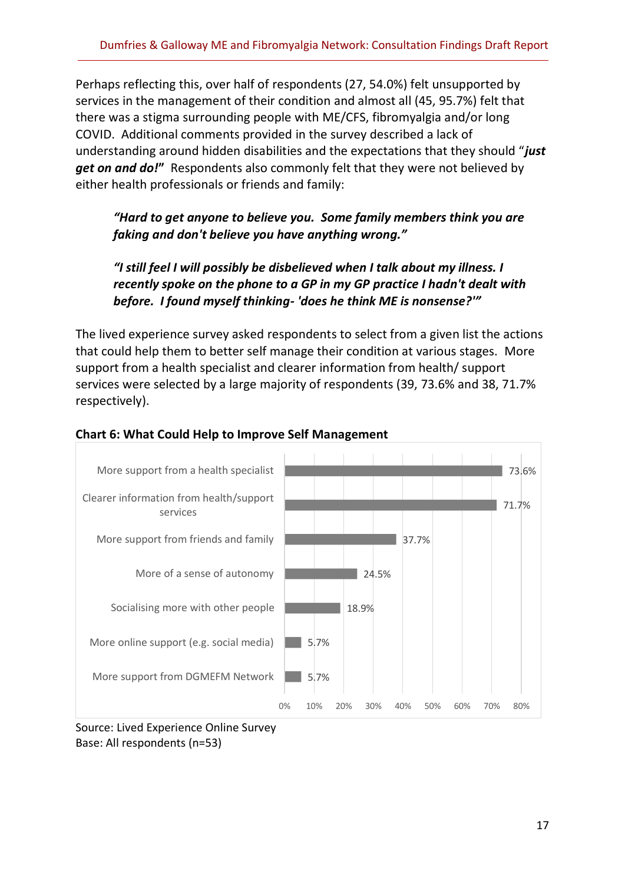Perhaps reflecting this, over half of respondents (27, 54.0%) felt unsupported by services in the management of their condition and almost all (45, 95.7%) felt that there was a stigma surrounding people with ME/CFS, fibromyalgia and/or long COVID. Additional comments provided in the survey described a lack of understanding around hidden disabilities and the expectations that they should "***just get on and do!***" Respondents also commonly felt that they were not believed by either health professionals or friends and family:

> ***"Hard to get anyone to believe you. Some family members think you are faking and don't believe you have anything wrong."***

> ***"I still feel I will possibly be disbelieved when I talk about my illness. I recently spoke on the phone to a GP in my GP practice I hadn't dealt with before. I found myself thinking- 'does he think ME is nonsense?'"***

The lived experience survey asked respondents to select from a given list the actions that could help them to better self manage their condition at various stages. More support from a health specialist and clearer information from health/ support services were selected by a large majority of respondents (39, 73.6% and 38, 71.7% respectively).

**Chart 6: What Could Help to Improve Self Management**

| Action | % |
|---|---|
| More support from a health specialist | 73.6% |
| Clearer information from health/support services | 71.7% |
| More support from friends and family | 37.7% |
| More of a sense of autonomy | 24.5% |
| Socialising more with other people | 18.9% |
| More online support (e.g. social media) | 5.7% |
| More support from DGMEFM Network | 5.7% |

Source: Lived Experience Online Survey
Base: All respondents (n=53)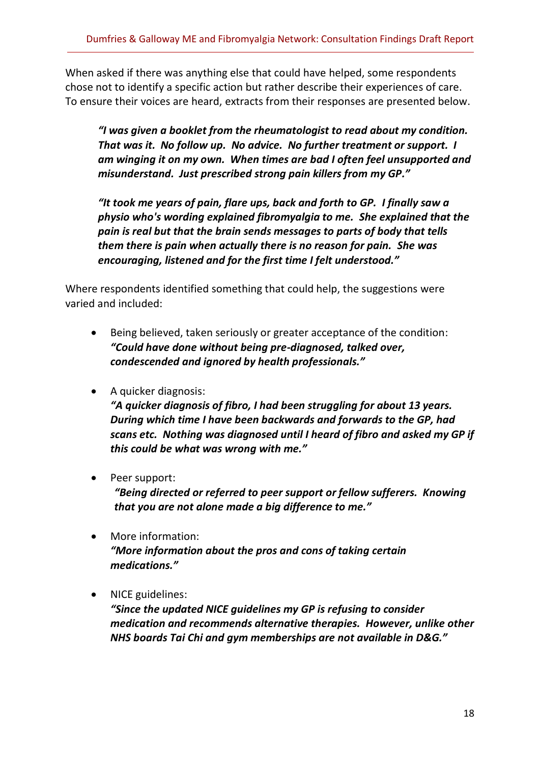When asked if there was anything else that could have helped, some respondents chose not to identify a specific action but rather describe their experiences of care. To ensure their voices are heard, extracts from their responses are presented below.

> ***"I was given a booklet from the rheumatologist to read about my condition. That was it. No follow up. No advice. No further treatment or support. I am winging it on my own. When times are bad I often feel unsupported and misunderstand. Just prescribed strong pain killers from my GP."***

> ***"It took me years of pain, flare ups, back and forth to GP. I finally saw a physio who's wording explained fibromyalgia to me. She explained that the pain is real but that the brain sends messages to parts of body that tells them there is pain when actually there is no reason for pain. She was encouraging, listened and for the first time I felt understood."***

Where respondents identified something that could help, the suggestions were varied and included:

- Being believed, taken seriously or greater acceptance of the condition:
  ***"Could have done without being pre-diagnosed, talked over, condescended and ignored by health professionals."***

- A quicker diagnosis:
  ***"A quicker diagnosis of fibro, I had been struggling for about 13 years. During which time I have been backwards and forwards to the GP, had scans etc. Nothing was diagnosed until I heard of fibro and asked my GP if this could be what was wrong with me."***

- Peer support:
  ***"Being directed or referred to peer support or fellow sufferers. Knowing that you are not alone made a big difference to me."***

- More information:
  ***"More information about the pros and cons of taking certain medications."***

- NICE guidelines:
  ***"Since the updated NICE guidelines my GP is refusing to consider medication and recommends alternative therapies. However, unlike other NHS boards Tai Chi and gym memberships are not available in D&G."***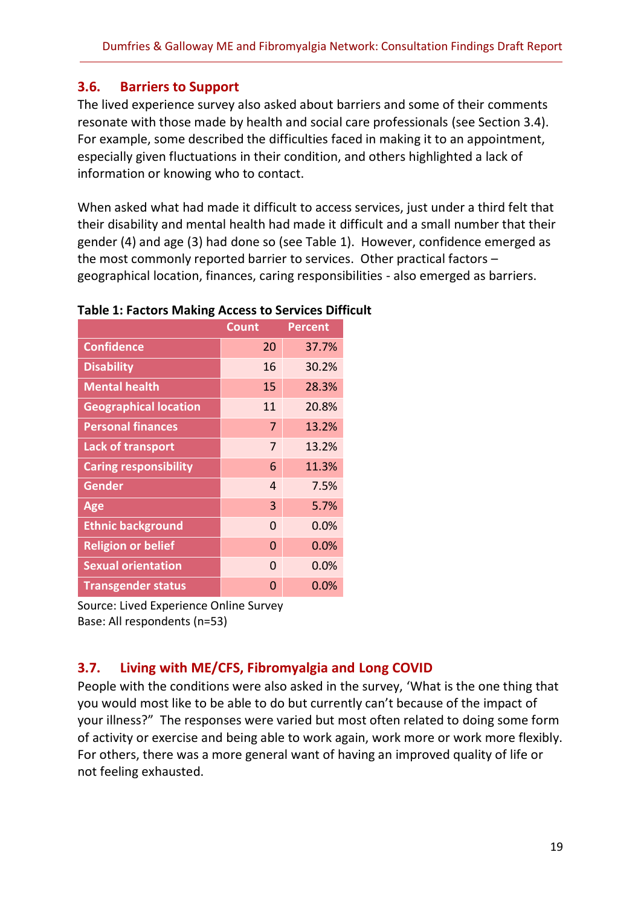## 3.6. Barriers to Support

The lived experience survey also asked about barriers and some of their comments resonate with those made by health and social care professionals (see Section 3.4). For example, some described the difficulties faced in making it to an appointment, especially given fluctuations in their condition, and others highlighted a lack of information or knowing who to contact.

When asked what had made it difficult to access services, just under a third felt that their disability and mental health had made it difficult and a small number that their gender (4) and age (3) had done so (see Table 1). However, confidence emerged as the most commonly reported barrier to services. Other practical factors – geographical location, finances, caring responsibilities - also emerged as barriers.

**Table 1: Factors Making Access to Services Difficult**

| | Count | Percent |
|---|---|---|
| Confidence | 20 | 37.7% |
| Disability | 16 | 30.2% |
| Mental health | 15 | 28.3% |
| Geographical location | 11 | 20.8% |
| Personal finances | 7 | 13.2% |
| Lack of transport | 7 | 13.2% |
| Caring responsibility | 6 | 11.3% |
| Gender | 4 | 7.5% |
| Age | 3 | 5.7% |
| Ethnic background | 0 | 0.0% |
| Religion or belief | 0 | 0.0% |
| Sexual orientation | 0 | 0.0% |
| Transgender status | 0 | 0.0% |

Source: Lived Experience Online Survey
Base: All respondents (n=53)

## 3.7. Living with ME/CFS, Fibromyalgia and Long COVID

People with the conditions were also asked in the survey, 'What is the one thing that you would most like to be able to do but currently can't because of the impact of your illness?" The responses were varied but most often related to doing some form of activity or exercise and being able to work again, work more or work more flexibly. For others, there was a more general want of having an improved quality of life or not feeling exhausted.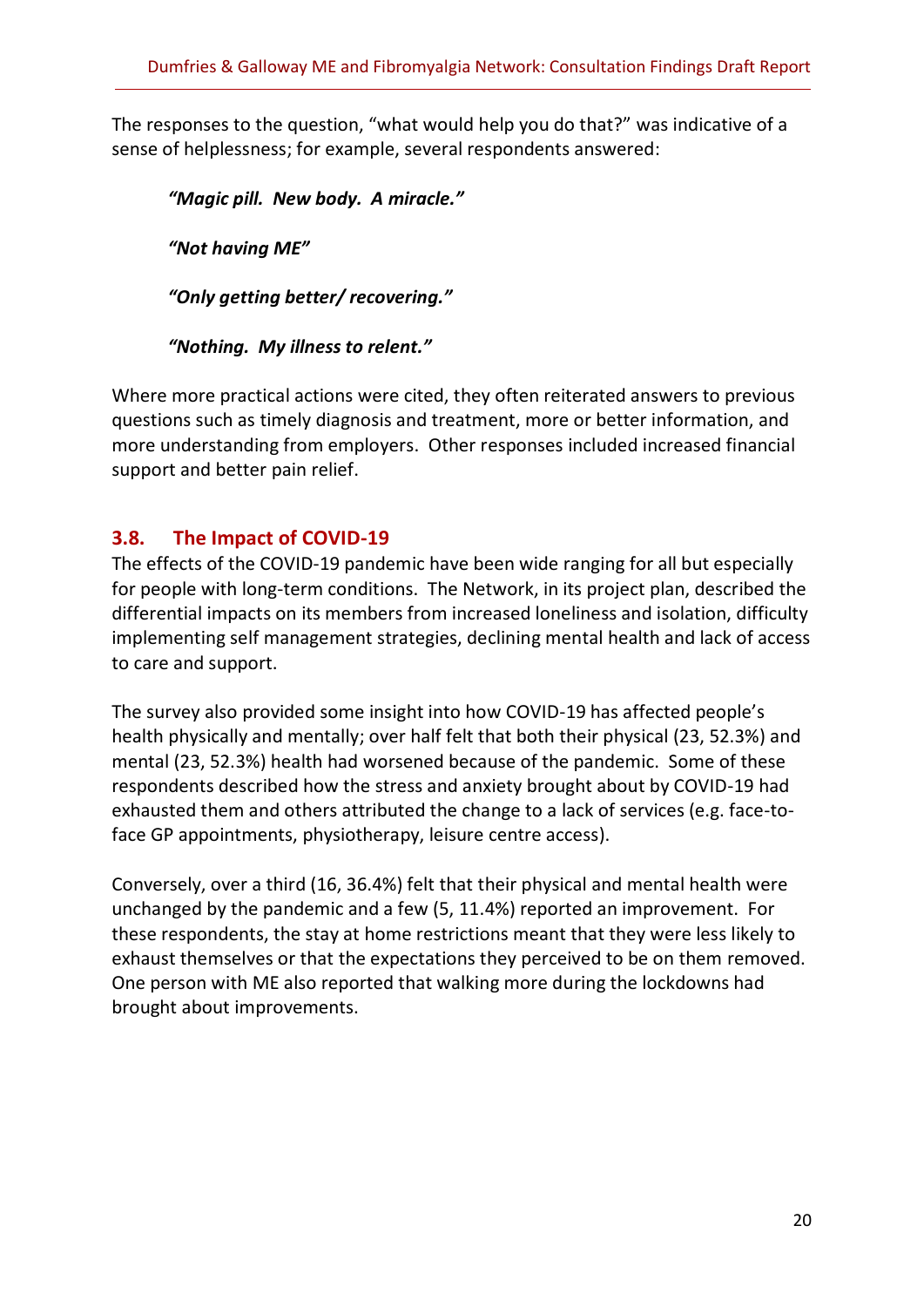The responses to the question, "what would help you do that?" was indicative of a sense of helplessness; for example, several respondents answered:

> ***"Magic pill. New body. A miracle."***
>
> ***"Not having ME"***
>
> ***"Only getting better/ recovering."***
>
> ***"Nothing. My illness to relent."***

Where more practical actions were cited, they often reiterated answers to previous questions such as timely diagnosis and treatment, more or better information, and more understanding from employers. Other responses included increased financial support and better pain relief.

## 3.8. The Impact of COVID-19

The effects of the COVID-19 pandemic have been wide ranging for all but especially for people with long-term conditions. The Network, in its project plan, described the differential impacts on its members from increased loneliness and isolation, difficulty implementing self management strategies, declining mental health and lack of access to care and support.

The survey also provided some insight into how COVID-19 has affected people's health physically and mentally; over half felt that both their physical (23, 52.3%) and mental (23, 52.3%) health had worsened because of the pandemic. Some of these respondents described how the stress and anxiety brought about by COVID-19 had exhausted them and others attributed the change to a lack of services (e.g. face-to-face GP appointments, physiotherapy, leisure centre access).

Conversely, over a third (16, 36.4%) felt that their physical and mental health were unchanged by the pandemic and a few (5, 11.4%) reported an improvement. For these respondents, the stay at home restrictions meant that they were less likely to exhaust themselves or that the expectations they perceived to be on them removed. One person with ME also reported that walking more during the lockdowns had brought about improvements.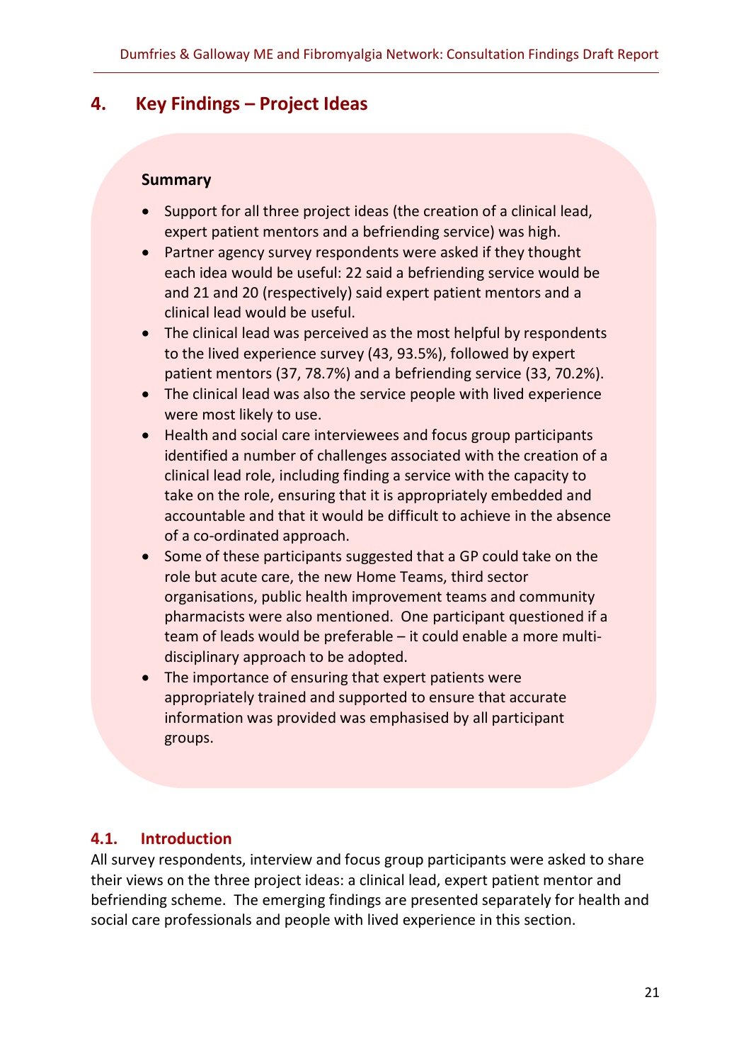## 4. Key Findings – Project Ideas

**Summary**

- Support for all three project ideas (the creation of a clinical lead, expert patient mentors and a befriending service) was high.
- Partner agency survey respondents were asked if they thought each idea would be useful: 22 said a befriending service would be and 21 and 20 (respectively) said expert patient mentors and a clinical lead would be useful.
- The clinical lead was perceived as the most helpful by respondents to the lived experience survey (43, 93.5%), followed by expert patient mentors (37, 78.7%) and a befriending service (33, 70.2%).
- The clinical lead was also the service people with lived experience were most likely to use.
- Health and social care interviewees and focus group participants identified a number of challenges associated with the creation of a clinical lead role, including finding a service with the capacity to take on the role, ensuring that it is appropriately embedded and accountable and that it would be difficult to achieve in the absence of a co-ordinated approach.
- Some of these participants suggested that a GP could take on the role but acute care, the new Home Teams, third sector organisations, public health improvement teams and community pharmacists were also mentioned. One participant questioned if a team of leads would be preferable – it could enable a more multi-disciplinary approach to be adopted.
- The importance of ensuring that expert patients were appropriately trained and supported to ensure that accurate information was provided was emphasised by all participant groups.

### 4.1. Introduction

All survey respondents, interview and focus group participants were asked to share their views on the three project ideas: a clinical lead, expert patient mentor and befriending scheme. The emerging findings are presented separately for health and social care professionals and people with lived experience in this section.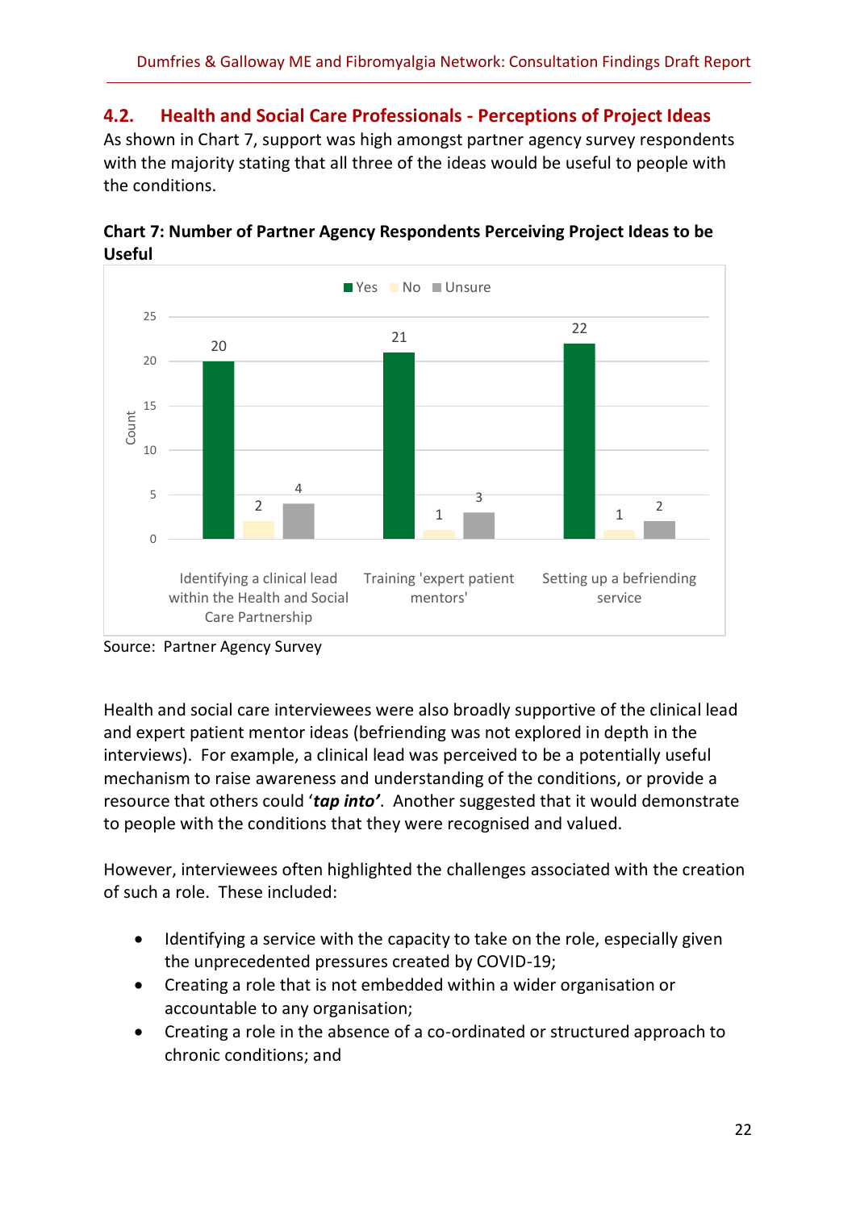## 4.2. Health and Social Care Professionals - Perceptions of Project Ideas

As shown in Chart 7, support was high amongst partner agency survey respondents with the majority stating that all three of the ideas would be useful to people with the conditions.

**Chart 7: Number of Partner Agency Respondents Perceiving Project Ideas to be Useful**

| | Yes | No | Unsure |
|---|---|---|---|
| Identifying a clinical lead within the Health and Social Care Partnership | 20 | 2 | 4 |
| Training 'expert patient mentors' | 21 | 1 | 3 |
| Setting up a befriending service | 22 | 1 | 2 |

Source: Partner Agency Survey

Health and social care interviewees were also broadly supportive of the clinical lead and expert patient mentor ideas (befriending was not explored in depth in the interviews). For example, a clinical lead was perceived to be a potentially useful mechanism to raise awareness and understanding of the conditions, or provide a resource that others could '***tap into'***. Another suggested that it would demonstrate to people with the conditions that they were recognised and valued.

However, interviewees often highlighted the challenges associated with the creation of such a role. These included:

- Identifying a service with the capacity to take on the role, especially given the unprecedented pressures created by COVID-19;
- Creating a role that is not embedded within a wider organisation or accountable to any organisation;
- Creating a role in the absence of a co-ordinated or structured approach to chronic conditions; and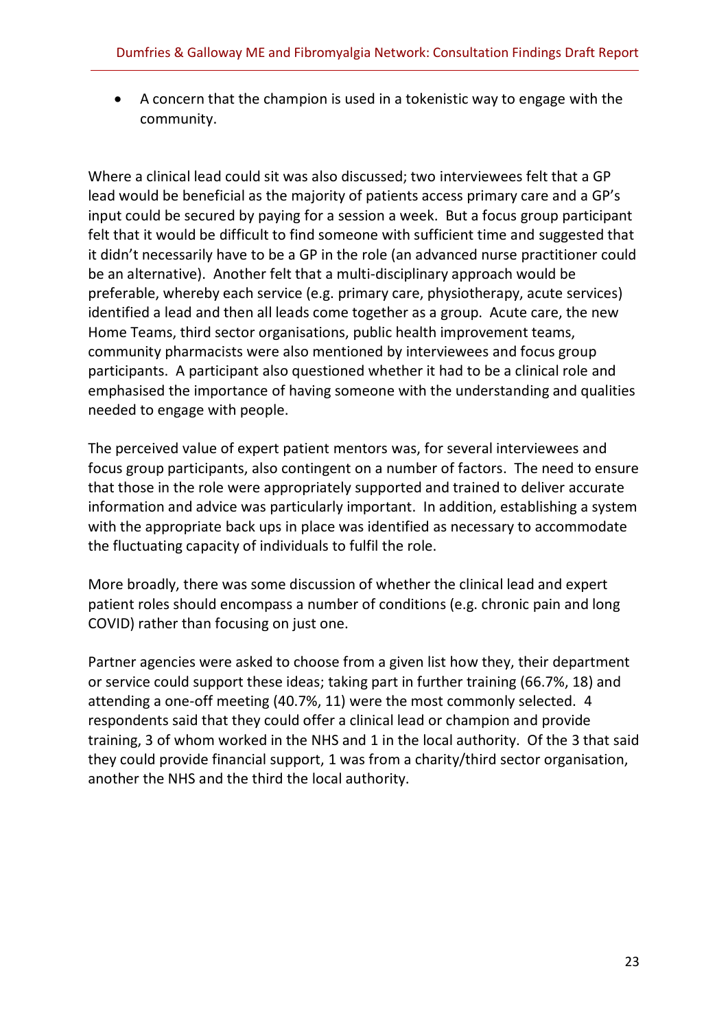- A concern that the champion is used in a tokenistic way to engage with the community.

Where a clinical lead could sit was also discussed; two interviewees felt that a GP lead would be beneficial as the majority of patients access primary care and a GP's input could be secured by paying for a session a week. But a focus group participant felt that it would be difficult to find someone with sufficient time and suggested that it didn't necessarily have to be a GP in the role (an advanced nurse practitioner could be an alternative). Another felt that a multi-disciplinary approach would be preferable, whereby each service (e.g. primary care, physiotherapy, acute services) identified a lead and then all leads come together as a group. Acute care, the new Home Teams, third sector organisations, public health improvement teams, community pharmacists were also mentioned by interviewees and focus group participants. A participant also questioned whether it had to be a clinical role and emphasised the importance of having someone with the understanding and qualities needed to engage with people.

The perceived value of expert patient mentors was, for several interviewees and focus group participants, also contingent on a number of factors. The need to ensure that those in the role were appropriately supported and trained to deliver accurate information and advice was particularly important. In addition, establishing a system with the appropriate back ups in place was identified as necessary to accommodate the fluctuating capacity of individuals to fulfil the role.

More broadly, there was some discussion of whether the clinical lead and expert patient roles should encompass a number of conditions (e.g. chronic pain and long COVID) rather than focusing on just one.

Partner agencies were asked to choose from a given list how they, their department or service could support these ideas; taking part in further training (66.7%, 18) and attending a one-off meeting (40.7%, 11) were the most commonly selected. 4 respondents said that they could offer a clinical lead or champion and provide training, 3 of whom worked in the NHS and 1 in the local authority. Of the 3 that said they could provide financial support, 1 was from a charity/third sector organisation, another the NHS and the third the local authority.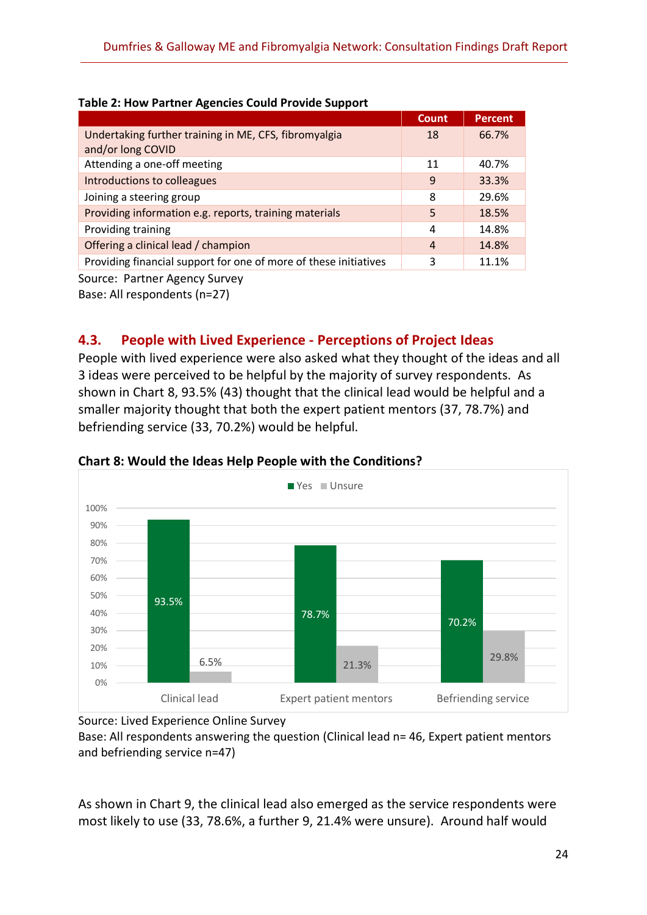**Table 2: How Partner Agencies Could Provide Support**

| | Count | Percent |
|---|---|---|
| Undertaking further training in ME, CFS, fibromyalgia and/or long COVID | 18 | 66.7% |
| Attending a one-off meeting | 11 | 40.7% |
| Introductions to colleagues | 9 | 33.3% |
| Joining a steering group | 8 | 29.6% |
| Providing information e.g. reports, training materials | 5 | 18.5% |
| Providing training | 4 | 14.8% |
| Offering a clinical lead / champion | 4 | 14.8% |
| Providing financial support for one of more of these initiatives | 3 | 11.1% |

Source: Partner Agency Survey
Base: All respondents (n=27)

## 4.3. People with Lived Experience - Perceptions of Project Ideas

People with lived experience were also asked what they thought of the ideas and all 3 ideas were perceived to be helpful by the majority of survey respondents. As shown in Chart 8, 93.5% (43) thought that the clinical lead would be helpful and a smaller majority thought that both the expert patient mentors (37, 78.7%) and befriending service (33, 70.2%) would be helpful.

**Chart 8: Would the Ideas Help People with the Conditions?**

| | Yes | Unsure |
|---|---|---|
| Clinical lead | 93.5% | 6.5% |
| Expert patient mentors | 78.7% | 21.3% |
| Befriending service | 70.2% | 29.8% |

Source: Lived Experience Online Survey
Base: All respondents answering the question (Clinical lead n= 46, Expert patient mentors and befriending service n=47)

As shown in Chart 9, the clinical lead also emerged as the service respondents were most likely to use (33, 78.6%, a further 9, 21.4% were unsure). Around half would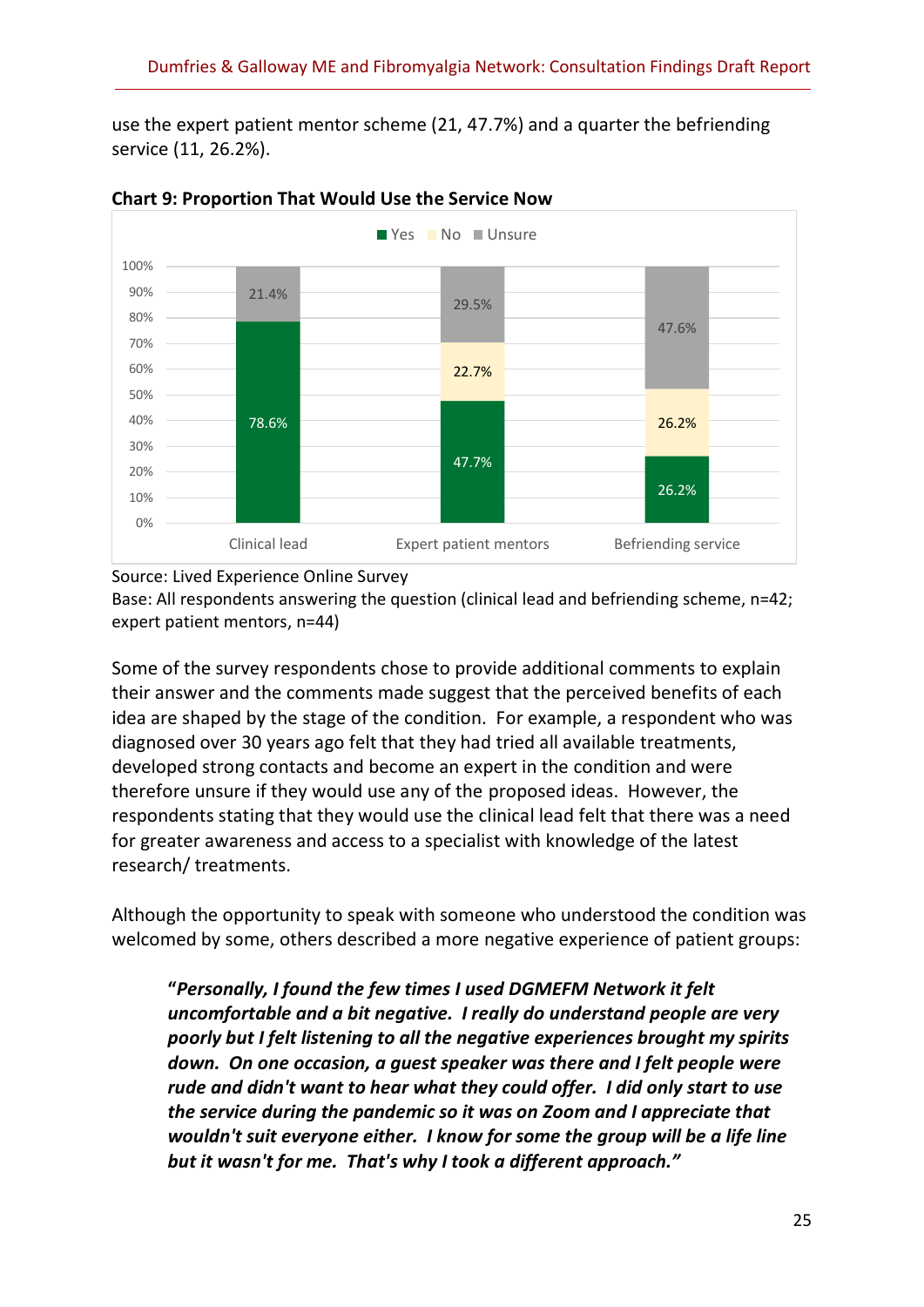use the expert patient mentor scheme (21, 47.7%) and a quarter the befriending service (11, 26.2%).

**Chart 9: Proportion That Would Use the Service Now**

| | Yes | No | Unsure |
|---|---|---|---|
| Clinical lead | 78.6% | | 21.4% |
| Expert patient mentors | 47.7% | 22.7% | 29.5% |
| Befriending service | 26.2% | 26.2% | 47.6% |

Source: Lived Experience Online Survey
Base: All respondents answering the question (clinical lead and befriending scheme, n=42; expert patient mentors, n=44)

Some of the survey respondents chose to provide additional comments to explain their answer and the comments made suggest that the perceived benefits of each idea are shaped by the stage of the condition. For example, a respondent who was diagnosed over 30 years ago felt that they had tried all available treatments, developed strong contacts and become an expert in the condition and were therefore unsure if they would use any of the proposed ideas. However, the respondents stating that they would use the clinical lead felt that there was a need for greater awareness and access to a specialist with knowledge of the latest research/ treatments.

Although the opportunity to speak with someone who understood the condition was welcomed by some, others described a more negative experience of patient groups:

> ***"Personally, I found the few times I used DGMEFM Network it felt uncomfortable and a bit negative. I really do understand people are very poorly but I felt listening to all the negative experiences brought my spirits down. On one occasion, a guest speaker was there and I felt people were rude and didn't want to hear what they could offer. I did only start to use the service during the pandemic so it was on Zoom and I appreciate that wouldn't suit everyone either. I know for some the group will be a life line but it wasn't for me. That's why I took a different approach."***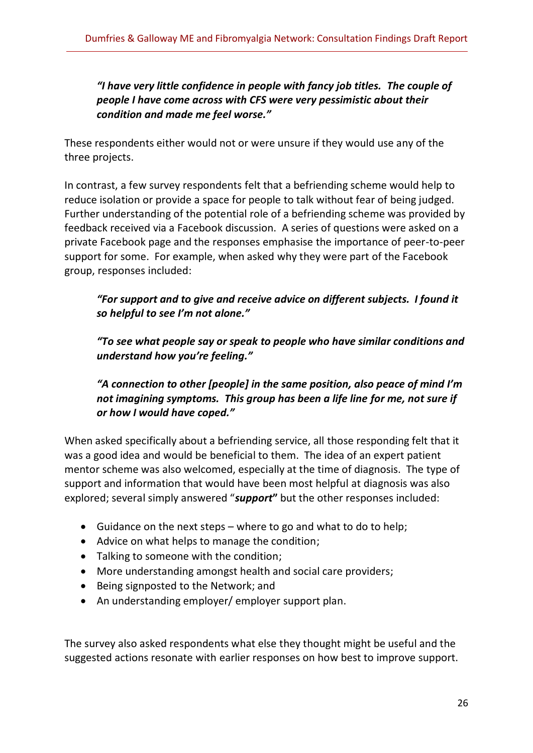> ***"I have very little confidence in people with fancy job titles. The couple of people I have come across with CFS were very pessimistic about their condition and made me feel worse."***

These respondents either would not or were unsure if they would use any of the three projects.

In contrast, a few survey respondents felt that a befriending scheme would help to reduce isolation or provide a space for people to talk without fear of being judged. Further understanding of the potential role of a befriending scheme was provided by feedback received via a Facebook discussion. A series of questions were asked on a private Facebook page and the responses emphasise the importance of peer-to-peer support for some. For example, when asked why they were part of the Facebook group, responses included:

> ***"For support and to give and receive advice on different subjects. I found it so helpful to see I'm not alone."***

> ***"To see what people say or speak to people who have similar conditions and understand how you're feeling."***

> ***"A connection to other [people] in the same position, also peace of mind I'm not imagining symptoms. This group has been a life line for me, not sure if or how I would have coped."***

When asked specifically about a befriending service, all those responding felt that it was a good idea and would be beneficial to them. The idea of an expert patient mentor scheme was also welcomed, especially at the time of diagnosis. The type of support and information that would have been most helpful at diagnosis was also explored; several simply answered "***support*"** but the other responses included:

- Guidance on the next steps – where to go and what to do to help;
- Advice on what helps to manage the condition;
- Talking to someone with the condition;
- More understanding amongst health and social care providers;
- Being signposted to the Network; and
- An understanding employer/ employer support plan.

The survey also asked respondents what else they thought might be useful and the suggested actions resonate with earlier responses on how best to improve support.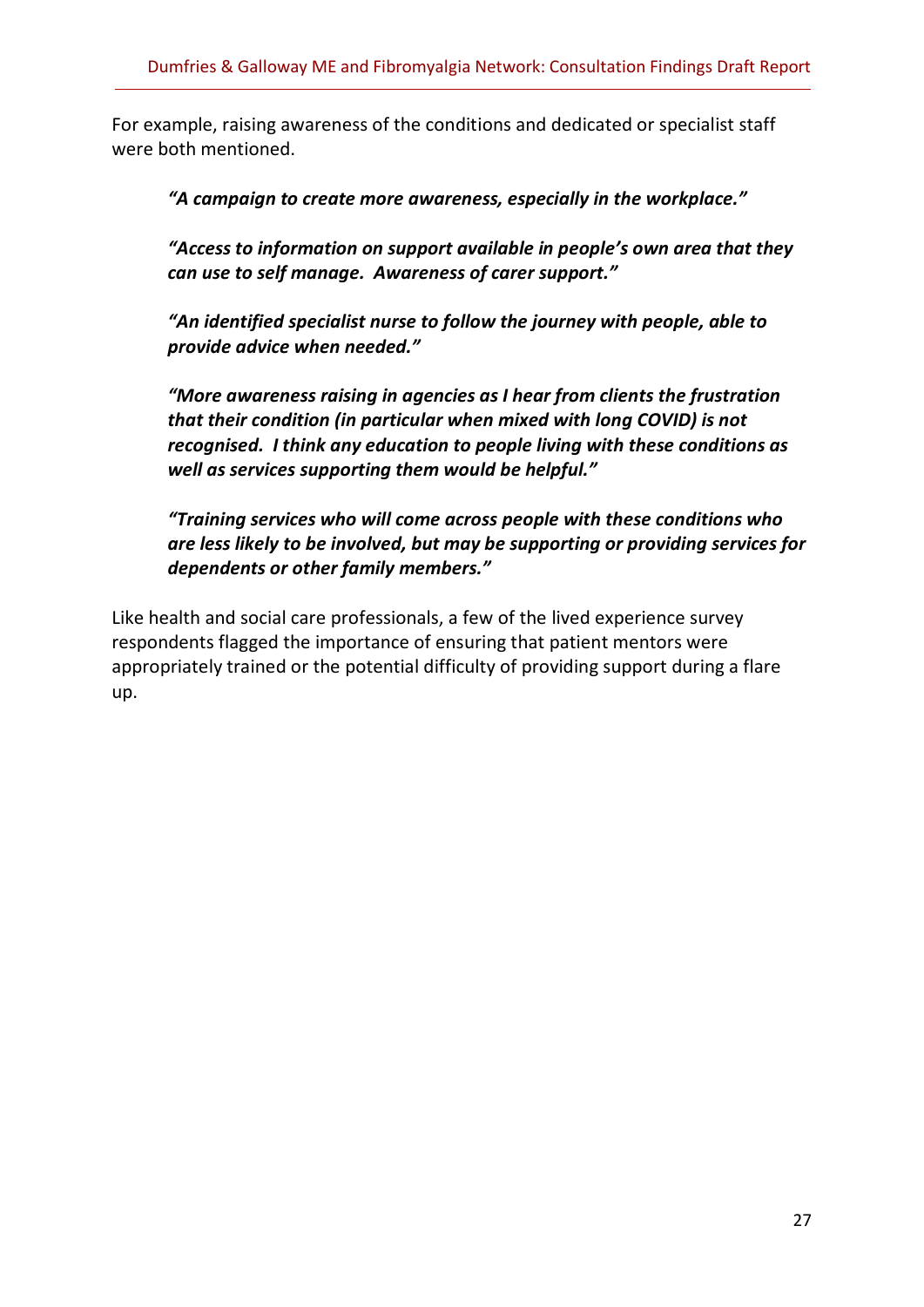For example, raising awareness of the conditions and dedicated or specialist staff were both mentioned.

> ***"A campaign to create more awareness, especially in the workplace."***
>
> ***"Access to information on support available in people's own area that they can use to self manage. Awareness of carer support."***
>
> ***"An identified specialist nurse to follow the journey with people, able to provide advice when needed."***
>
> ***"More awareness raising in agencies as I hear from clients the frustration that their condition (in particular when mixed with long COVID) is not recognised. I think any education to people living with these conditions as well as services supporting them would be helpful."***
>
> ***"Training services who will come across people with these conditions who are less likely to be involved, but may be supporting or providing services for dependents or other family members."***

Like health and social care professionals, a few of the lived experience survey respondents flagged the importance of ensuring that patient mentors were appropriately trained or the potential difficulty of providing support during a flare up.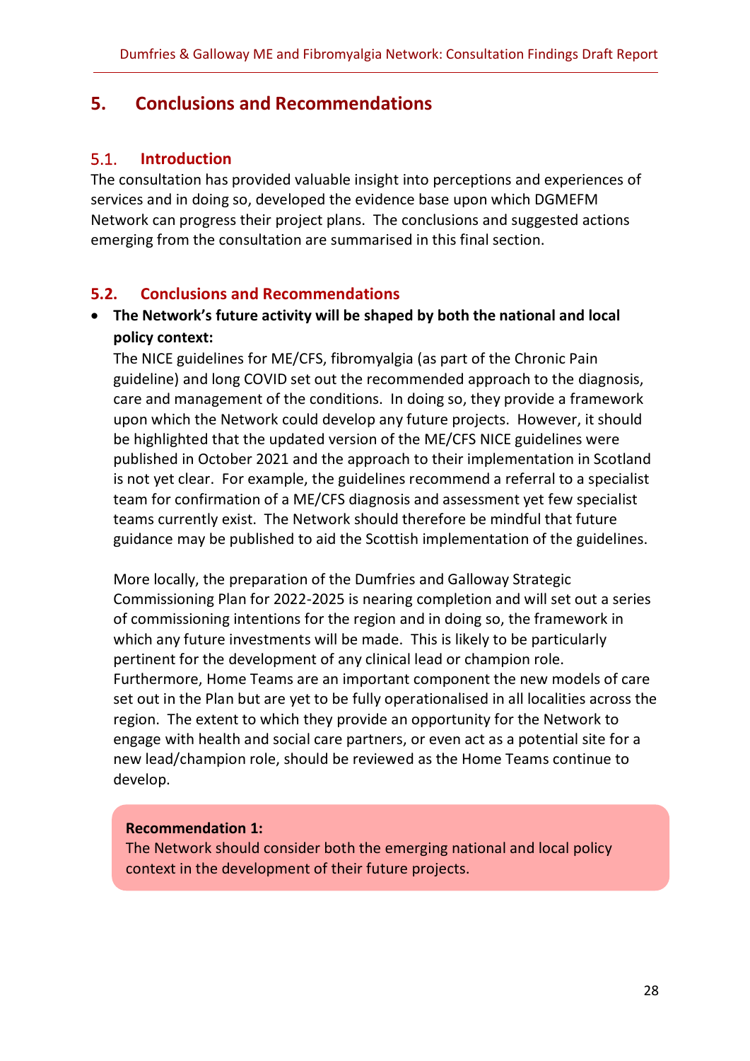# 5. Conclusions and Recommendations

## 5.1. Introduction

The consultation has provided valuable insight into perceptions and experiences of services and in doing so, developed the evidence base upon which DGMEFM Network can progress their project plans. The conclusions and suggested actions emerging from the consultation are summarised in this final section.

## 5.2. Conclusions and Recommendations

- **The Network's future activity will be shaped by both the national and local policy context:**

  The NICE guidelines for ME/CFS, fibromyalgia (as part of the Chronic Pain guideline) and long COVID set out the recommended approach to the diagnosis, care and management of the conditions. In doing so, they provide a framework upon which the Network could develop any future projects. However, it should be highlighted that the updated version of the ME/CFS NICE guidelines were published in October 2021 and the approach to their implementation in Scotland is not yet clear. For example, the guidelines recommend a referral to a specialist team for confirmation of a ME/CFS diagnosis and assessment yet few specialist teams currently exist. The Network should therefore be mindful that future guidance may be published to aid the Scottish implementation of the guidelines.

  More locally, the preparation of the Dumfries and Galloway Strategic Commissioning Plan for 2022-2025 is nearing completion and will set out a series of commissioning intentions for the region and in doing so, the framework in which any future investments will be made. This is likely to be particularly pertinent for the development of any clinical lead or champion role. Furthermore, Home Teams are an important component the new models of care set out in the Plan but are yet to be fully operationalised in all localities across the region. The extent to which they provide an opportunity for the Network to engage with health and social care partners, or even act as a potential site for a new lead/champion role, should be reviewed as the Home Teams continue to develop.

> **Recommendation 1:**
> The Network should consider both the emerging national and local policy context in the development of their future projects.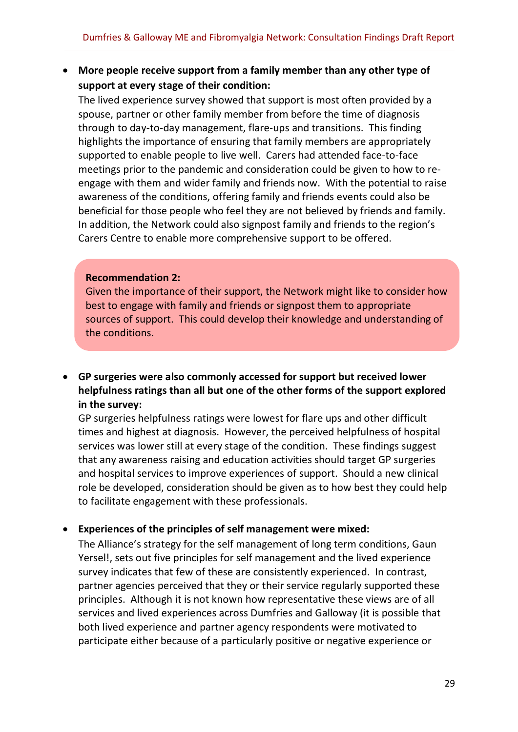- **More people receive support from a family member than any other type of support at every stage of their condition:**
  The lived experience survey showed that support is most often provided by a spouse, partner or other family member from before the time of diagnosis through to day-to-day management, flare-ups and transitions. This finding highlights the importance of ensuring that family members are appropriately supported to enable people to live well. Carers had attended face-to-face meetings prior to the pandemic and consideration could be given to how to re-engage with them and wider family and friends now. With the potential to raise awareness of the conditions, offering family and friends events could also be beneficial for those people who feel they are not believed by friends and family. In addition, the Network could also signpost family and friends to the region's Carers Centre to enable more comprehensive support to be offered.

> **Recommendation 2:**
> Given the importance of their support, the Network might like to consider how best to engage with family and friends or signpost them to appropriate sources of support. This could develop their knowledge and understanding of the conditions.

- **GP surgeries were also commonly accessed for support but received lower helpfulness ratings than all but one of the other forms of the support explored in the survey:**
  GP surgeries helpfulness ratings were lowest for flare ups and other difficult times and highest at diagnosis. However, the perceived helpfulness of hospital services was lower still at every stage of the condition. These findings suggest that any awareness raising and education activities should target GP surgeries and hospital services to improve experiences of support. Should a new clinical role be developed, consideration should be given as to how best they could help to facilitate engagement with these professionals.

- **Experiences of the principles of self management were mixed:**
  The Alliance's strategy for the self management of long term conditions, Gaun Yersel!, sets out five principles for self management and the lived experience survey indicates that few of these are consistently experienced. In contrast, partner agencies perceived that they or their service regularly supported these principles. Although it is not known how representative these views are of all services and lived experiences across Dumfries and Galloway (it is possible that both lived experience and partner agency respondents were motivated to participate either because of a particularly positive or negative experience or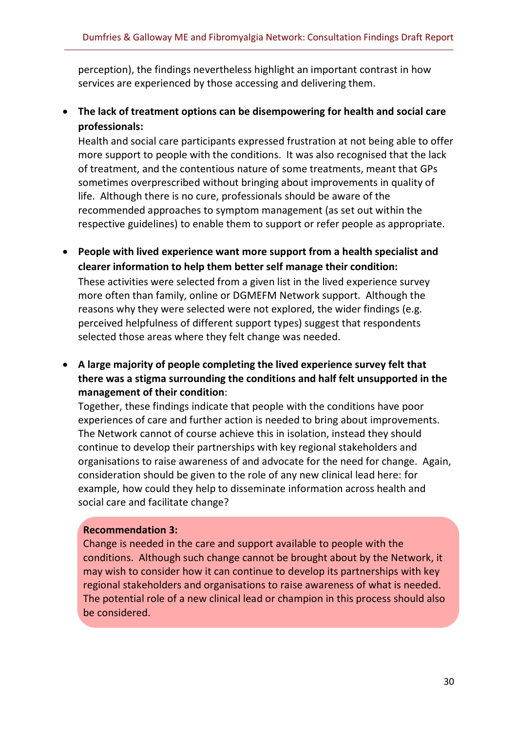perception), the findings nevertheless highlight an important contrast in how services are experienced by those accessing and delivering them.

- **The lack of treatment options can be disempowering for health and social care professionals:**
  Health and social care participants expressed frustration at not being able to offer more support to people with the conditions. It was also recognised that the lack of treatment, and the contentious nature of some treatments, meant that GPs sometimes overprescribed without bringing about improvements in quality of life. Although there is no cure, professionals should be aware of the recommended approaches to symptom management (as set out within the respective guidelines) to enable them to support or refer people as appropriate.

- **People with lived experience want more support from a health specialist and clearer information to help them better self manage their condition:**
  These activities were selected from a given list in the lived experience survey more often than family, online or DGMEFM Network support. Although the reasons why they were selected were not explored, the wider findings (e.g. perceived helpfulness of different support types) suggest that respondents selected those areas where they felt change was needed.

- **A large majority of people completing the lived experience survey felt that there was a stigma surrounding the conditions and half felt unsupported in the management of their condition**:
  Together, these findings indicate that people with the conditions have poor experiences of care and further action is needed to bring about improvements. The Network cannot of course achieve this in isolation, instead they should continue to develop their partnerships with key regional stakeholders and organisations to raise awareness of and advocate for the need for change. Again, consideration should be given to the role of any new clinical lead here: for example, how could they help to disseminate information across health and social care and facilitate change?

**Recommendation 3:**
Change is needed in the care and support available to people with the conditions. Although such change cannot be brought about by the Network, it may wish to consider how it can continue to develop its partnerships with key regional stakeholders and organisations to raise awareness of what is needed. The potential role of a new clinical lead or champion in this process should also be considered.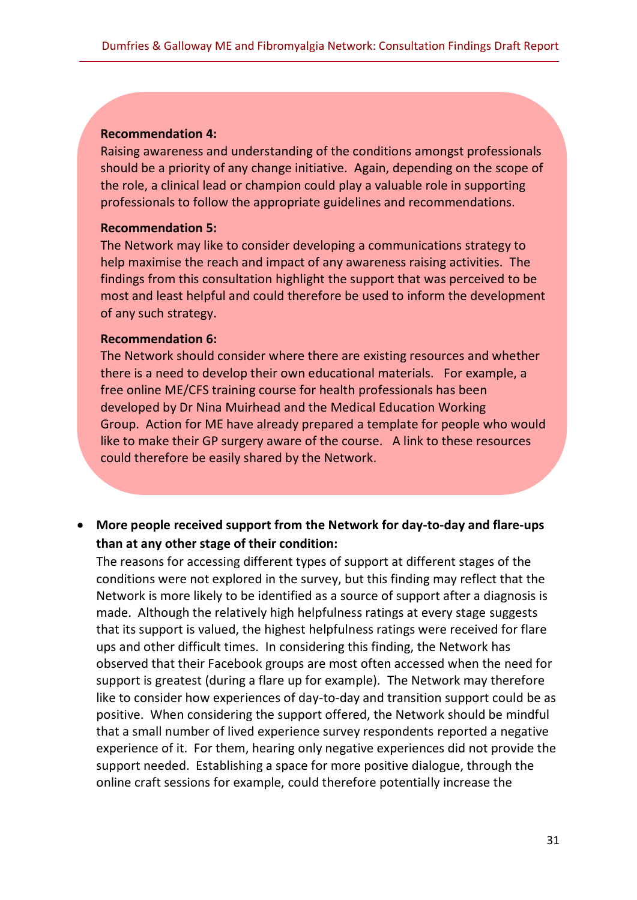**Recommendation 4:**
Raising awareness and understanding of the conditions amongst professionals should be a priority of any change initiative. Again, depending on the scope of the role, a clinical lead or champion could play a valuable role in supporting professionals to follow the appropriate guidelines and recommendations.

**Recommendation 5:**
The Network may like to consider developing a communications strategy to help maximise the reach and impact of any awareness raising activities. The findings from this consultation highlight the support that was perceived to be most and least helpful and could therefore be used to inform the development of any such strategy.

**Recommendation 6:**
The Network should consider where there are existing resources and whether there is a need to develop their own educational materials. For example, a free online ME/CFS training course for health professionals has been developed by Dr Nina Muirhead and the Medical Education Working Group. Action for ME have already prepared a template for people who would like to make their GP surgery aware of the course. A link to these resources could therefore be easily shared by the Network.

- **More people received support from the Network for day-to-day and flare-ups than at any other stage of their condition:**
  The reasons for accessing different types of support at different stages of the conditions were not explored in the survey, but this finding may reflect that the Network is more likely to be identified as a source of support after a diagnosis is made. Although the relatively high helpfulness ratings at every stage suggests that its support is valued, the highest helpfulness ratings were received for flare ups and other difficult times. In considering this finding, the Network has observed that their Facebook groups are most often accessed when the need for support is greatest (during a flare up for example). The Network may therefore like to consider how experiences of day-to-day and transition support could be as positive. When considering the support offered, the Network should be mindful that a small number of lived experience survey respondents reported a negative experience of it. For them, hearing only negative experiences did not provide the support needed. Establishing a space for more positive dialogue, through the online craft sessions for example, could therefore potentially increase the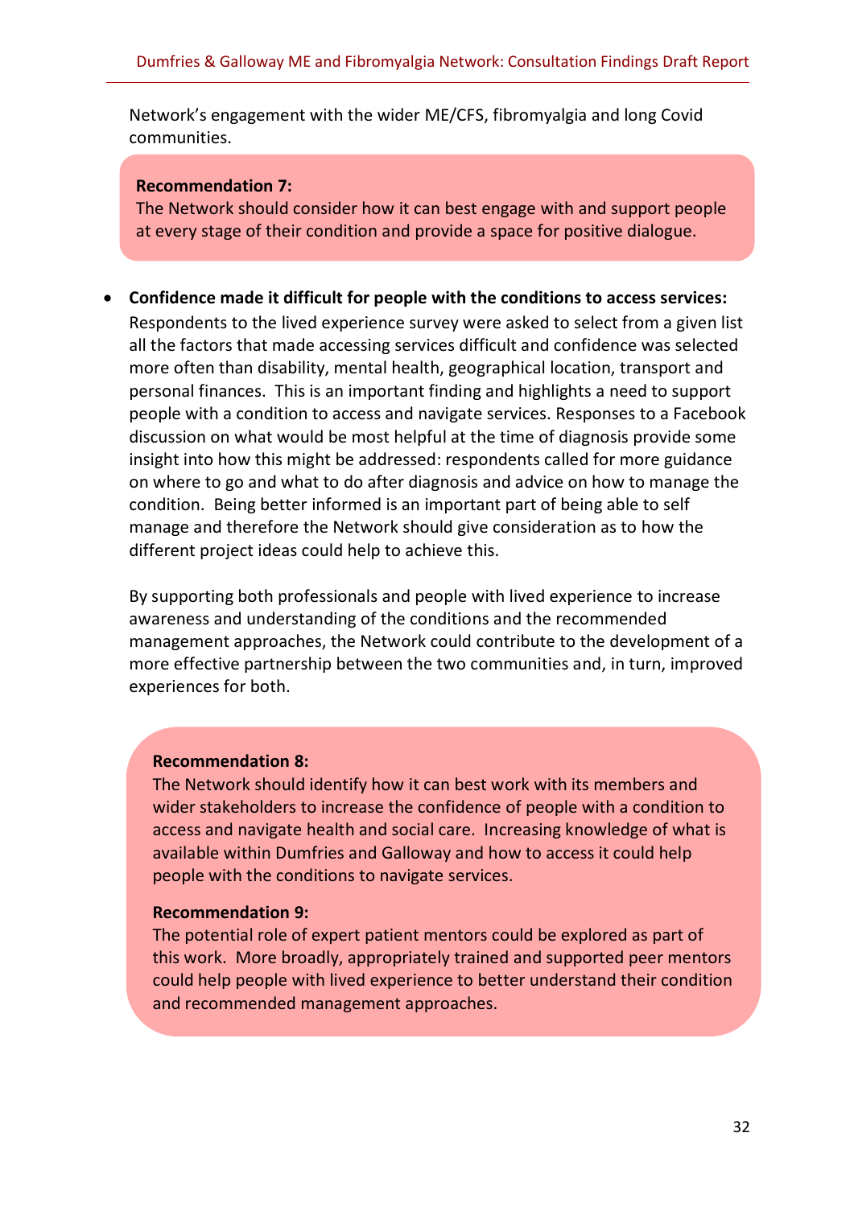Network's engagement with the wider ME/CFS, fibromyalgia and long Covid communities.

> **Recommendation 7:**
> The Network should consider how it can best engage with and support people at every stage of their condition and provide a space for positive dialogue.

- **Confidence made it difficult for people with the conditions to access services:** Respondents to the lived experience survey were asked to select from a given list all the factors that made accessing services difficult and confidence was selected more often than disability, mental health, geographical location, transport and personal finances. This is an important finding and highlights a need to support people with a condition to access and navigate services. Responses to a Facebook discussion on what would be most helpful at the time of diagnosis provide some insight into how this might be addressed: respondents called for more guidance on where to go and what to do after diagnosis and advice on how to manage the condition. Being better informed is an important part of being able to self manage and therefore the Network should give consideration as to how the different project ideas could help to achieve this.

  By supporting both professionals and people with lived experience to increase awareness and understanding of the conditions and the recommended management approaches, the Network could contribute to the development of a more effective partnership between the two communities and, in turn, improved experiences for both.

> **Recommendation 8:**
> The Network should identify how it can best work with its members and wider stakeholders to increase the confidence of people with a condition to access and navigate health and social care. Increasing knowledge of what is available within Dumfries and Galloway and how to access it could help people with the conditions to navigate services.
>
> **Recommendation 9:**
> The potential role of expert patient mentors could be explored as part of this work. More broadly, appropriately trained and supported peer mentors could help people with lived experience to better understand their condition and recommended management approaches.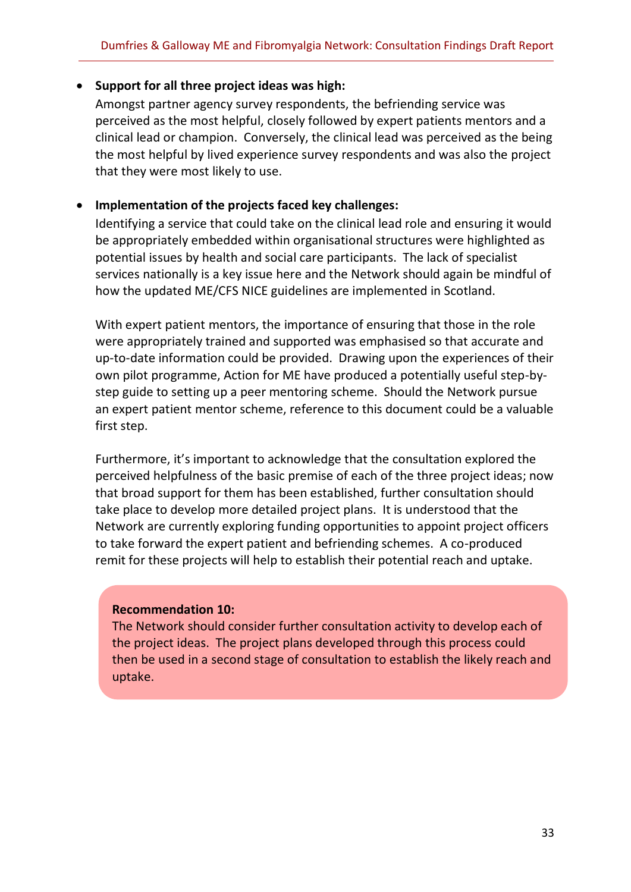- **Support for all three project ideas was high:**
  Amongst partner agency survey respondents, the befriending service was perceived as the most helpful, closely followed by expert patients mentors and a clinical lead or champion. Conversely, the clinical lead was perceived as the being the most helpful by lived experience survey respondents and was also the project that they were most likely to use.

- **Implementation of the projects faced key challenges:**
  Identifying a service that could take on the clinical lead role and ensuring it would be appropriately embedded within organisational structures were highlighted as potential issues by health and social care participants. The lack of specialist services nationally is a key issue here and the Network should again be mindful of how the updated ME/CFS NICE guidelines are implemented in Scotland.

  With expert patient mentors, the importance of ensuring that those in the role were appropriately trained and supported was emphasised so that accurate and up-to-date information could be provided. Drawing upon the experiences of their own pilot programme, Action for ME have produced a potentially useful step-by-step guide to setting up a peer mentoring scheme. Should the Network pursue an expert patient mentor scheme, reference to this document could be a valuable first step.

  Furthermore, it's important to acknowledge that the consultation explored the perceived helpfulness of the basic premise of each of the three project ideas; now that broad support for them has been established, further consultation should take place to develop more detailed project plans. It is understood that the Network are currently exploring funding opportunities to appoint project officers to take forward the expert patient and befriending schemes. A co-produced remit for these projects will help to establish their potential reach and uptake.

**Recommendation 10:**
The Network should consider further consultation activity to develop each of the project ideas. The project plans developed through this process could then be used in a second stage of consultation to establish the likely reach and uptake.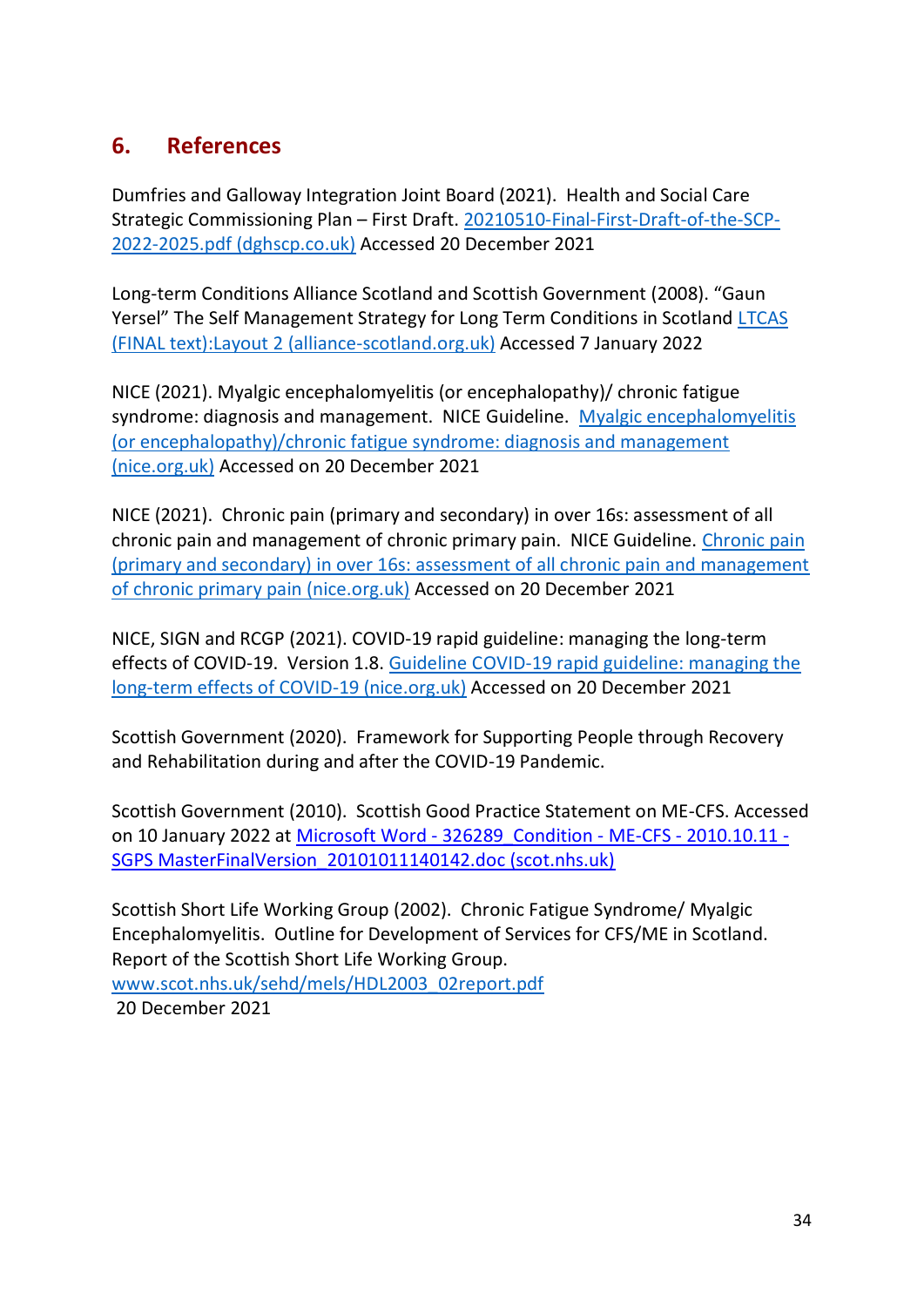## 6. References

Dumfries and Galloway Integration Joint Board (2021). Health and Social Care Strategic Commissioning Plan – First Draft. [20210510-Final-First-Draft-of-the-SCP-2022-2025.pdf (dghscp.co.uk)] Accessed 20 December 2021

Long-term Conditions Alliance Scotland and Scottish Government (2008). "Gaun Yersel" The Self Management Strategy for Long Term Conditions in Scotland [LTCAS (FINAL text):Layout 2 (alliance-scotland.org.uk)] Accessed 7 January 2022

NICE (2021). Myalgic encephalomyelitis (or encephalopathy)/ chronic fatigue syndrome: diagnosis and management. NICE Guideline. [Myalgic encephalomyelitis (or encephalopathy)/chronic fatigue syndrome: diagnosis and management (nice.org.uk)] Accessed on 20 December 2021

NICE (2021). Chronic pain (primary and secondary) in over 16s: assessment of all chronic pain and management of chronic primary pain. NICE Guideline. [Chronic pain (primary and secondary) in over 16s: assessment of all chronic pain and management of chronic primary pain (nice.org.uk)] Accessed on 20 December 2021

NICE, SIGN and RCGP (2021). COVID-19 rapid guideline: managing the long-term effects of COVID-19. Version 1.8. [Guideline COVID-19 rapid guideline: managing the long-term effects of COVID-19 (nice.org.uk)] Accessed on 20 December 2021

Scottish Government (2020). Framework for Supporting People through Recovery and Rehabilitation during and after the COVID-19 Pandemic.

Scottish Government (2010). Scottish Good Practice Statement on ME-CFS. Accessed on 10 January 2022 at [Microsoft Word - 326289_Condition - ME-CFS - 2010.10.11 - SGPS MasterFinalVersion_20101011140142.doc (scot.nhs.uk)]

Scottish Short Life Working Group (2002). Chronic Fatigue Syndrome/ Myalgic Encephalomyelitis. Outline for Development of Services for CFS/ME in Scotland. Report of the Scottish Short Life Working Group.
[www.scot.nhs.uk/sehd/mels/HDL2003_02report.pdf]
20 December 2021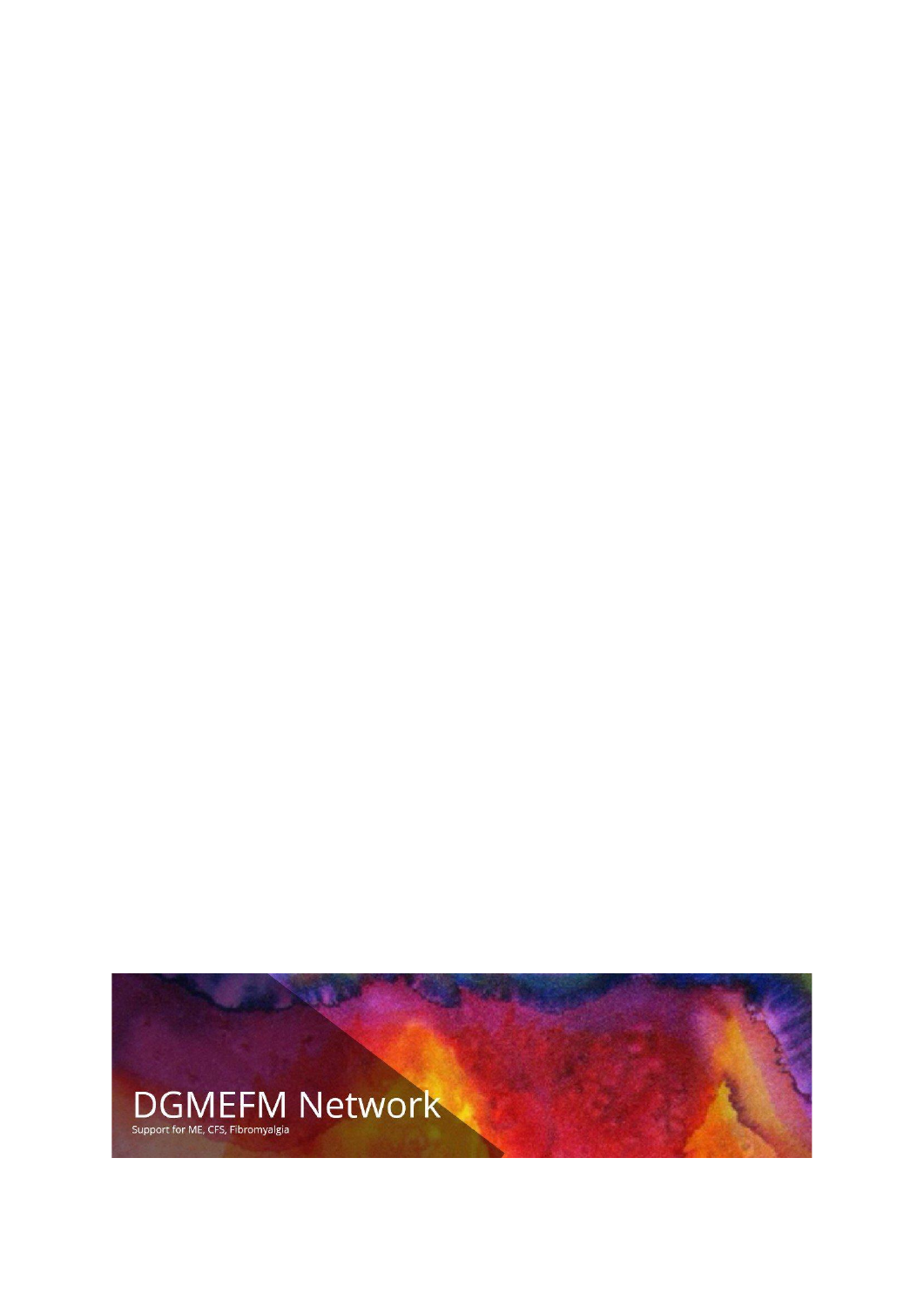DGMEFM Network

Support for ME, CFS, Fibromyalgia